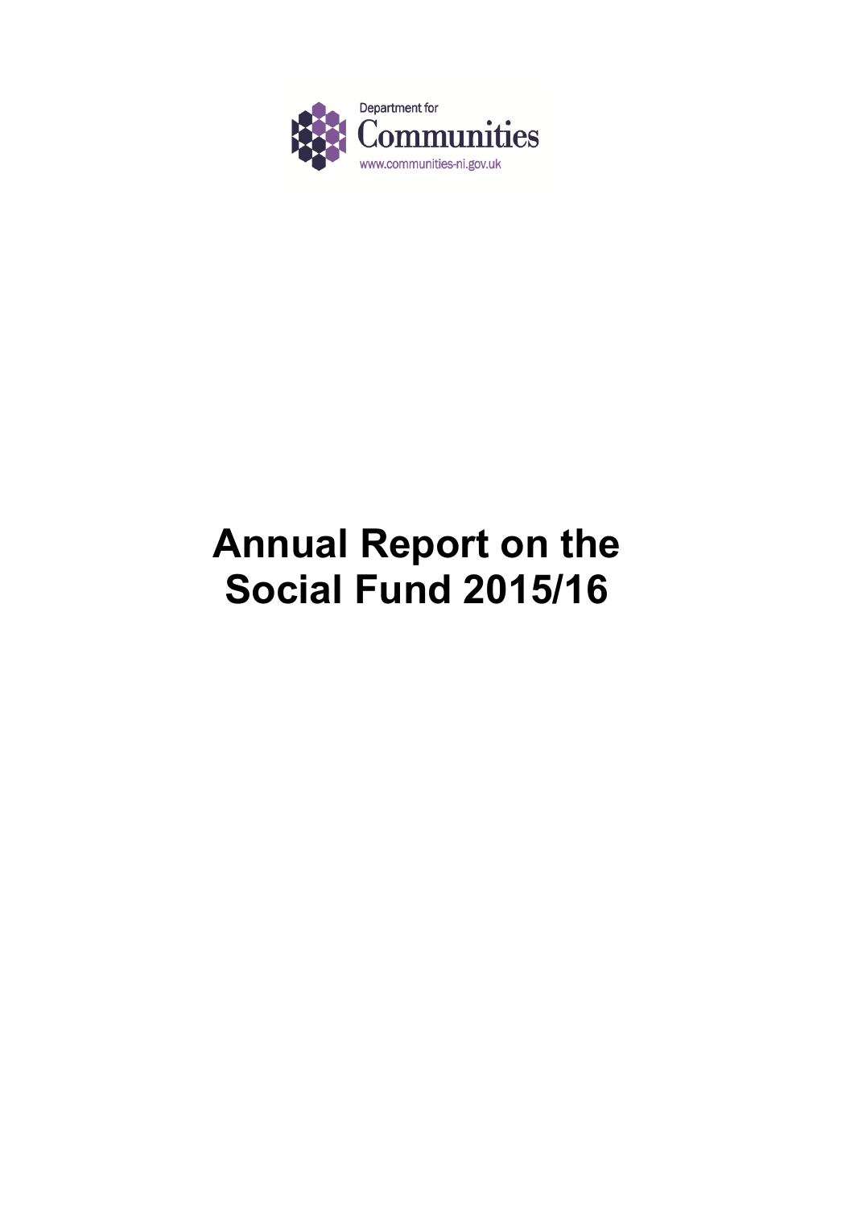Department for
Communities
www.communities-ni.gov.uk

# Annual Report on the Social Fund 2015/16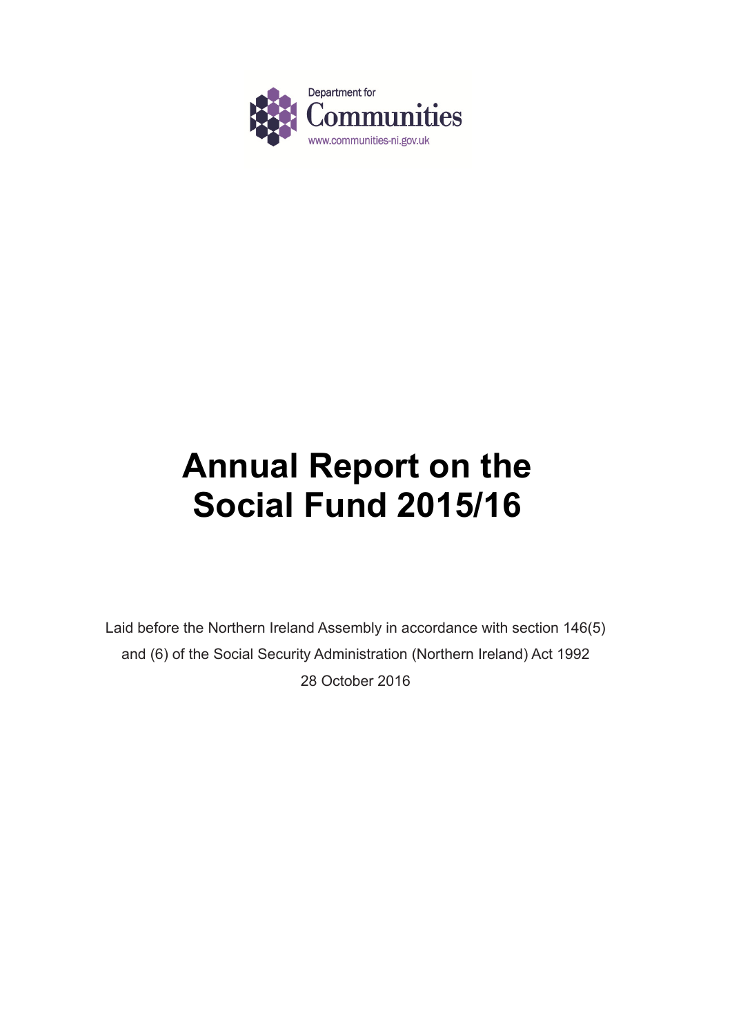Department for
Communities
www.communities-ni.gov.uk

# Annual Report on the Social Fund 2015/16

Laid before the Northern Ireland Assembly in accordance with section 146(5) and (6) of the Social Security Administration (Northern Ireland) Act 1992

28 October 2016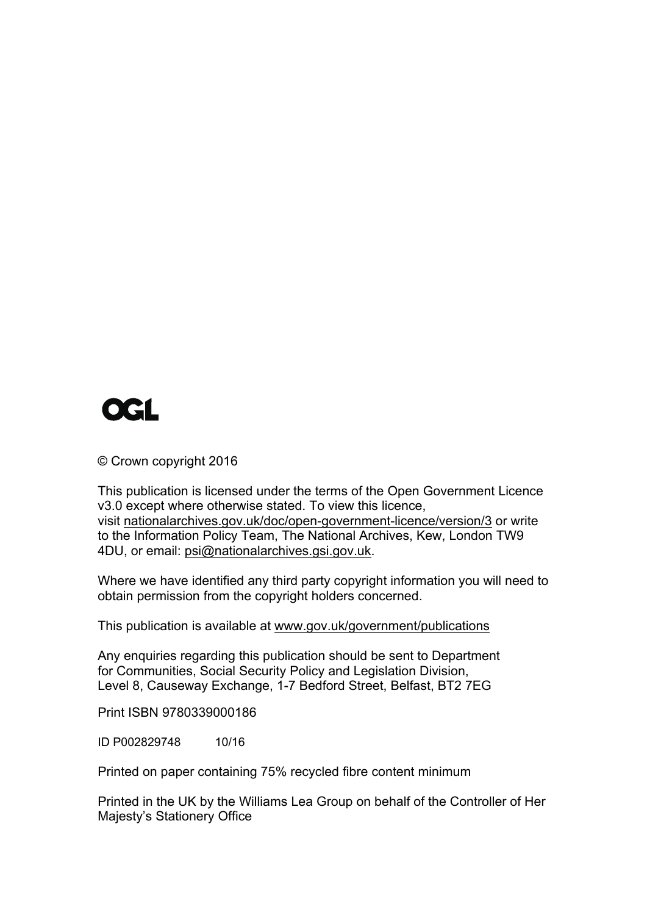OGL

© Crown copyright 2016

This publication is licensed under the terms of the Open Government Licence v3.0 except where otherwise stated. To view this licence, visit nationalarchives.gov.uk/doc/open-government-licence/version/3 or write to the Information Policy Team, The National Archives, Kew, London TW9 4DU, or email: psi@nationalarchives.gsi.gov.uk.

Where we have identified any third party copyright information you will need to obtain permission from the copyright holders concerned.

This publication is available at www.gov.uk/government/publications

Any enquiries regarding this publication should be sent to Department for Communities, Social Security Policy and Legislation Division, Level 8, Causeway Exchange, 1-7 Bedford Street, Belfast, BT2 7EG

Print ISBN 9780339000186

ID P002829748 10/16

Printed on paper containing 75% recycled fibre content minimum

Printed in the UK by the Williams Lea Group on behalf of the Controller of Her Majesty's Stationery Office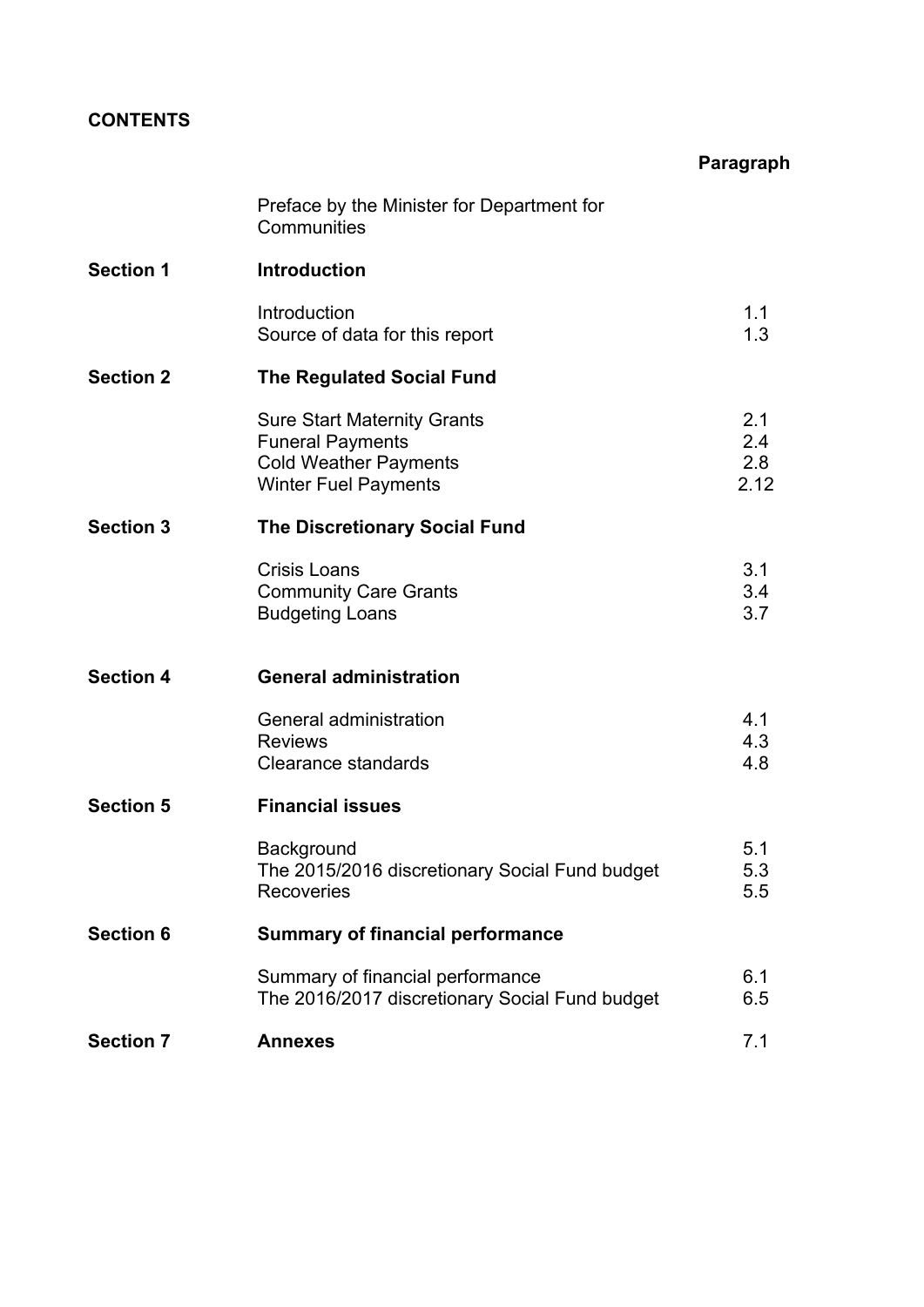**CONTENTS**

| | | Paragraph |
|---|---|---|
| | Preface by the Minister for Department for Communities | |
| **Section 1** | **Introduction** | |
| | Introduction | 1.1 |
| | Source of data for this report | 1.3 |
| **Section 2** | **The Regulated Social Fund** | |
| | Sure Start Maternity Grants | 2.1 |
| | Funeral Payments | 2.4 |
| | Cold Weather Payments | 2.8 |
| | Winter Fuel Payments | 2.12 |
| **Section 3** | **The Discretionary Social Fund** | |
| | Crisis Loans | 3.1 |
| | Community Care Grants | 3.4 |
| | Budgeting Loans | 3.7 |
| **Section 4** | **General administration** | |
| | General administration | 4.1 |
| | Reviews | 4.3 |
| | Clearance standards | 4.8 |
| **Section 5** | **Financial issues** | |
| | Background | 5.1 |
| | The 2015/2016 discretionary Social Fund budget | 5.3 |
| | Recoveries | 5.5 |
| **Section 6** | **Summary of financial performance** | |
| | Summary of financial performance | 6.1 |
| | The 2016/2017 discretionary Social Fund budget | 6.5 |
| **Section 7** | **Annexes** | 7.1 |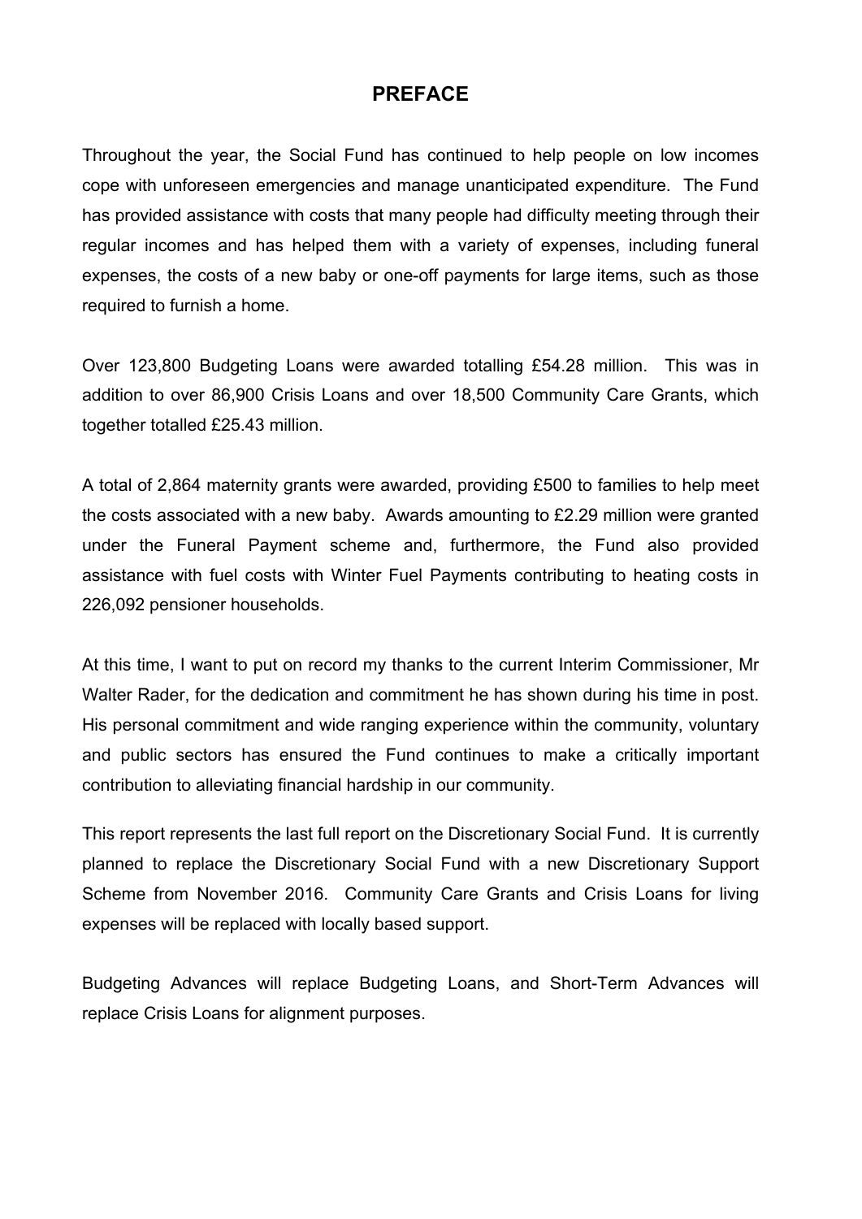# PREFACE

Throughout the year, the Social Fund has continued to help people on low incomes cope with unforeseen emergencies and manage unanticipated expenditure. The Fund has provided assistance with costs that many people had difficulty meeting through their regular incomes and has helped them with a variety of expenses, including funeral expenses, the costs of a new baby or one-off payments for large items, such as those required to furnish a home.

Over 123,800 Budgeting Loans were awarded totalling £54.28 million. This was in addition to over 86,900 Crisis Loans and over 18,500 Community Care Grants, which together totalled £25.43 million.

A total of 2,864 maternity grants were awarded, providing £500 to families to help meet the costs associated with a new baby. Awards amounting to £2.29 million were granted under the Funeral Payment scheme and, furthermore, the Fund also provided assistance with fuel costs with Winter Fuel Payments contributing to heating costs in 226,092 pensioner households.

At this time, I want to put on record my thanks to the current Interim Commissioner, Mr Walter Rader, for the dedication and commitment he has shown during his time in post. His personal commitment and wide ranging experience within the community, voluntary and public sectors has ensured the Fund continues to make a critically important contribution to alleviating financial hardship in our community.

This report represents the last full report on the Discretionary Social Fund. It is currently planned to replace the Discretionary Social Fund with a new Discretionary Support Scheme from November 2016. Community Care Grants and Crisis Loans for living expenses will be replaced with locally based support.

Budgeting Advances will replace Budgeting Loans, and Short-Term Advances will replace Crisis Loans for alignment purposes.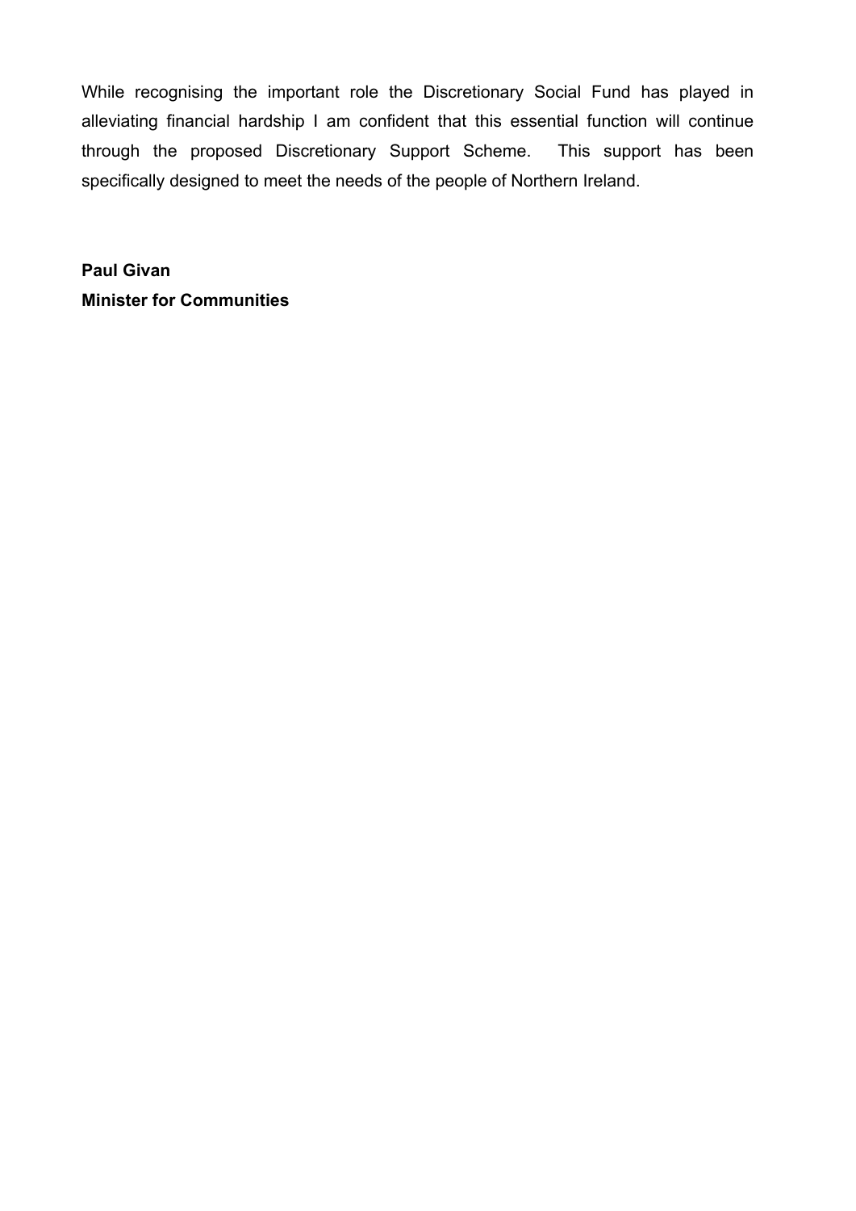While recognising the important role the Discretionary Social Fund has played in alleviating financial hardship I am confident that this essential function will continue through the proposed Discretionary Support Scheme. This support has been specifically designed to meet the needs of the people of Northern Ireland.

**Paul Givan**
**Minister for Communities**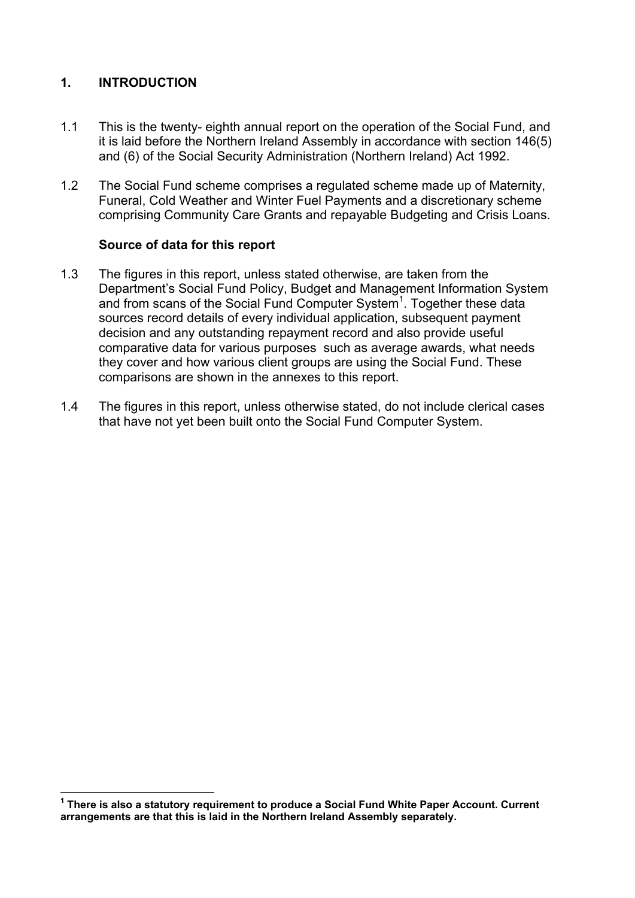## 1. INTRODUCTION

1.1 This is the twenty- eighth annual report on the operation of the Social Fund, and it is laid before the Northern Ireland Assembly in accordance with section 146(5) and (6) of the Social Security Administration (Northern Ireland) Act 1992.

1.2 The Social Fund scheme comprises a regulated scheme made up of Maternity, Funeral, Cold Weather and Winter Fuel Payments and a discretionary scheme comprising Community Care Grants and repayable Budgeting and Crisis Loans.

### Source of data for this report

1.3 The figures in this report, unless stated otherwise, are taken from the Department's Social Fund Policy, Budget and Management Information System and from scans of the Social Fund Computer System[1]. Together these data sources record details of every individual application, subsequent payment decision and any outstanding repayment record and also provide useful comparative data for various purposes such as average awards, what needs they cover and how various client groups are using the Social Fund. These comparisons are shown in the annexes to this report.

1.4 The figures in this report, unless otherwise stated, do not include clerical cases that have not yet been built onto the Social Fund Computer System.

---

**[1] There is also a statutory requirement to produce a Social Fund White Paper Account. Current arrangements are that this is laid in the Northern Ireland Assembly separately.**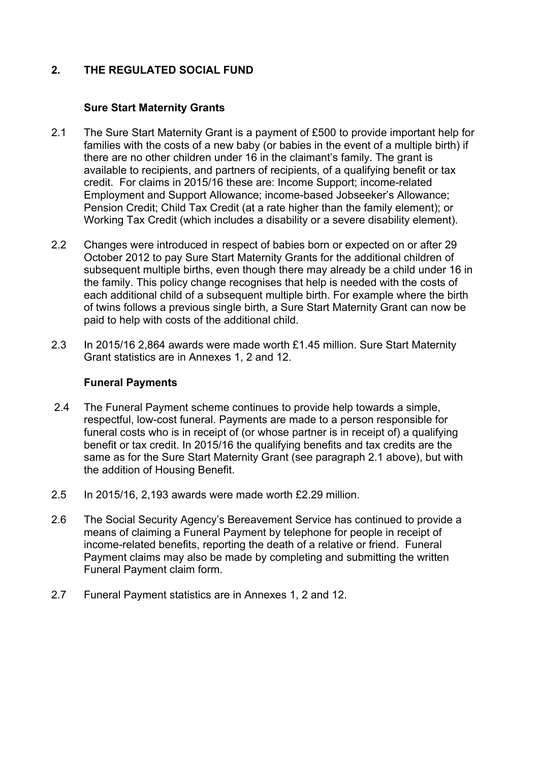## 2. THE REGULATED SOCIAL FUND

### Sure Start Maternity Grants

2.1 The Sure Start Maternity Grant is a payment of £500 to provide important help for families with the costs of a new baby (or babies in the event of a multiple birth) if there are no other children under 16 in the claimant's family. The grant is available to recipients, and partners of recipients, of a qualifying benefit or tax credit. For claims in 2015/16 these are: Income Support; income-related Employment and Support Allowance; income-based Jobseeker's Allowance; Pension Credit; Child Tax Credit (at a rate higher than the family element); or Working Tax Credit (which includes a disability or a severe disability element).

2.2 Changes were introduced in respect of babies born or expected on or after 29 October 2012 to pay Sure Start Maternity Grants for the additional children of subsequent multiple births, even though there may already be a child under 16 in the family. This policy change recognises that help is needed with the costs of each additional child of a subsequent multiple birth. For example where the birth of twins follows a previous single birth, a Sure Start Maternity Grant can now be paid to help with costs of the additional child.

2.3 In 2015/16 2,864 awards were made worth £1.45 million. Sure Start Maternity Grant statistics are in Annexes 1, 2 and 12.

### Funeral Payments

2.4 The Funeral Payment scheme continues to provide help towards a simple, respectful, low-cost funeral. Payments are made to a person responsible for funeral costs who is in receipt of (or whose partner is in receipt of) a qualifying benefit or tax credit. In 2015/16 the qualifying benefits and tax credits are the same as for the Sure Start Maternity Grant (see paragraph 2.1 above), but with the addition of Housing Benefit.

2.5 In 2015/16, 2,193 awards were made worth £2.29 million.

2.6 The Social Security Agency's Bereavement Service has continued to provide a means of claiming a Funeral Payment by telephone for people in receipt of income-related benefits, reporting the death of a relative or friend. Funeral Payment claims may also be made by completing and submitting the written Funeral Payment claim form.

2.7 Funeral Payment statistics are in Annexes 1, 2 and 12.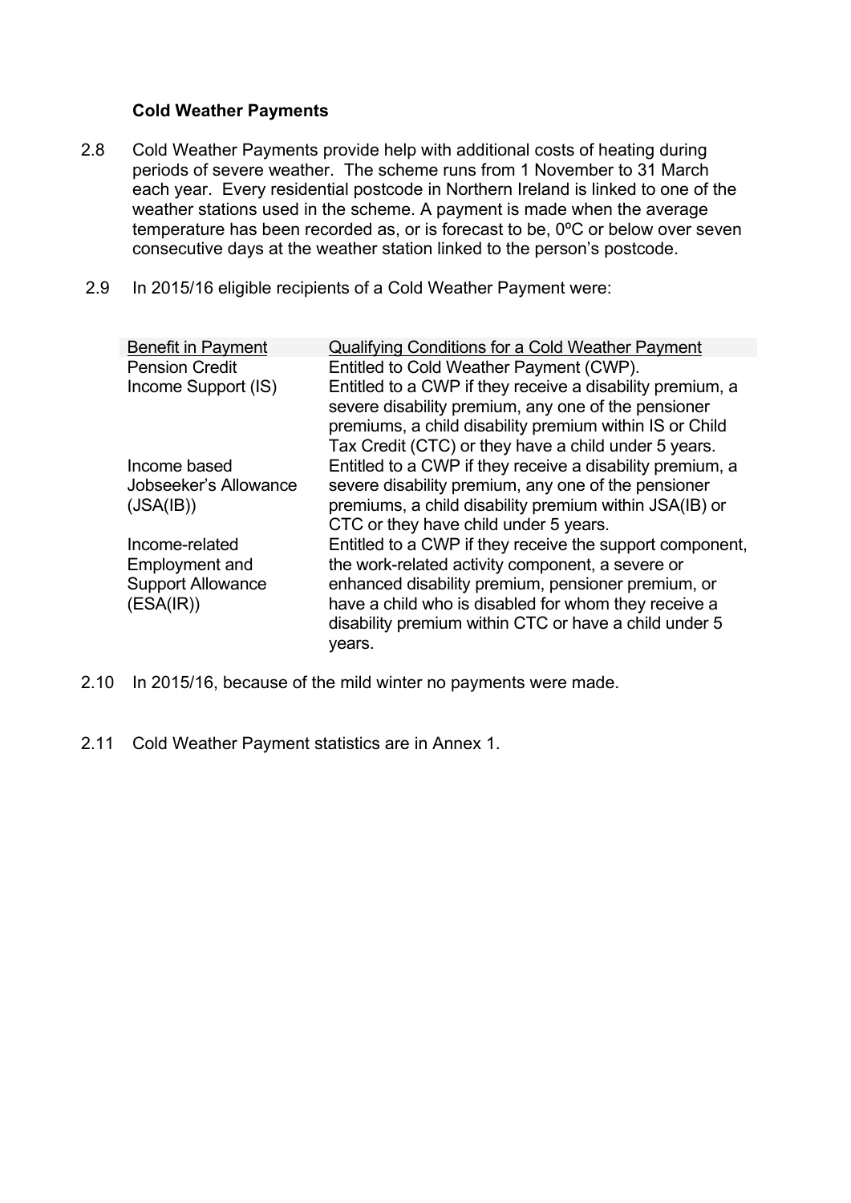### Cold Weather Payments

2.8 Cold Weather Payments provide help with additional costs of heating during periods of severe weather. The scheme runs from 1 November to 31 March each year. Every residential postcode in Northern Ireland is linked to one of the weather stations used in the scheme. A payment is made when the average temperature has been recorded as, or is forecast to be, 0ºC or below over seven consecutive days at the weather station linked to the person's postcode.

2.9 In 2015/16 eligible recipients of a Cold Weather Payment were:

| Benefit in Payment | Qualifying Conditions for a Cold Weather Payment |
|---|---|
| Pension Credit | Entitled to Cold Weather Payment (CWP). |
| Income Support (IS) | Entitled to a CWP if they receive a disability premium, a severe disability premium, any one of the pensioner premiums, a child disability premium within IS or Child Tax Credit (CTC) or they have a child under 5 years. |
| Income based Jobseeker's Allowance (JSA(IB)) | Entitled to a CWP if they receive a disability premium, a severe disability premium, any one of the pensioner premiums, a child disability premium within JSA(IB) or CTC or they have child under 5 years. |
| Income-related Employment and Support Allowance (ESA(IR)) | Entitled to a CWP if they receive the support component, the work-related activity component, a severe or enhanced disability premium, pensioner premium, or have a child who is disabled for whom they receive a disability premium within CTC or have a child under 5 years. |

2.10 In 2015/16, because of the mild winter no payments were made.

2.11 Cold Weather Payment statistics are in Annex 1.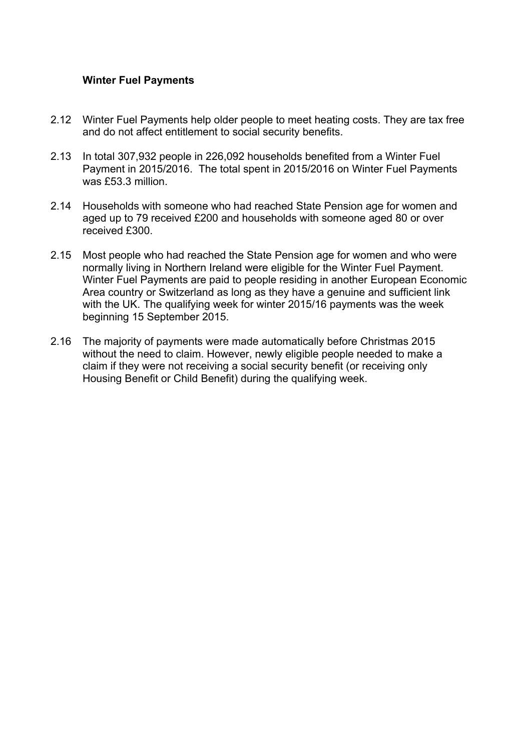### Winter Fuel Payments

2.12 Winter Fuel Payments help older people to meet heating costs. They are tax free and do not affect entitlement to social security benefits.

2.13 In total 307,932 people in 226,092 households benefited from a Winter Fuel Payment in 2015/2016. The total spent in 2015/2016 on Winter Fuel Payments was £53.3 million.

2.14 Households with someone who had reached State Pension age for women and aged up to 79 received £200 and households with someone aged 80 or over received £300.

2.15 Most people who had reached the State Pension age for women and who were normally living in Northern Ireland were eligible for the Winter Fuel Payment. Winter Fuel Payments are paid to people residing in another European Economic Area country or Switzerland as long as they have a genuine and sufficient link with the UK. The qualifying week for winter 2015/16 payments was the week beginning 15 September 2015.

2.16 The majority of payments were made automatically before Christmas 2015 without the need to claim. However, newly eligible people needed to make a claim if they were not receiving a social security benefit (or receiving only Housing Benefit or Child Benefit) during the qualifying week.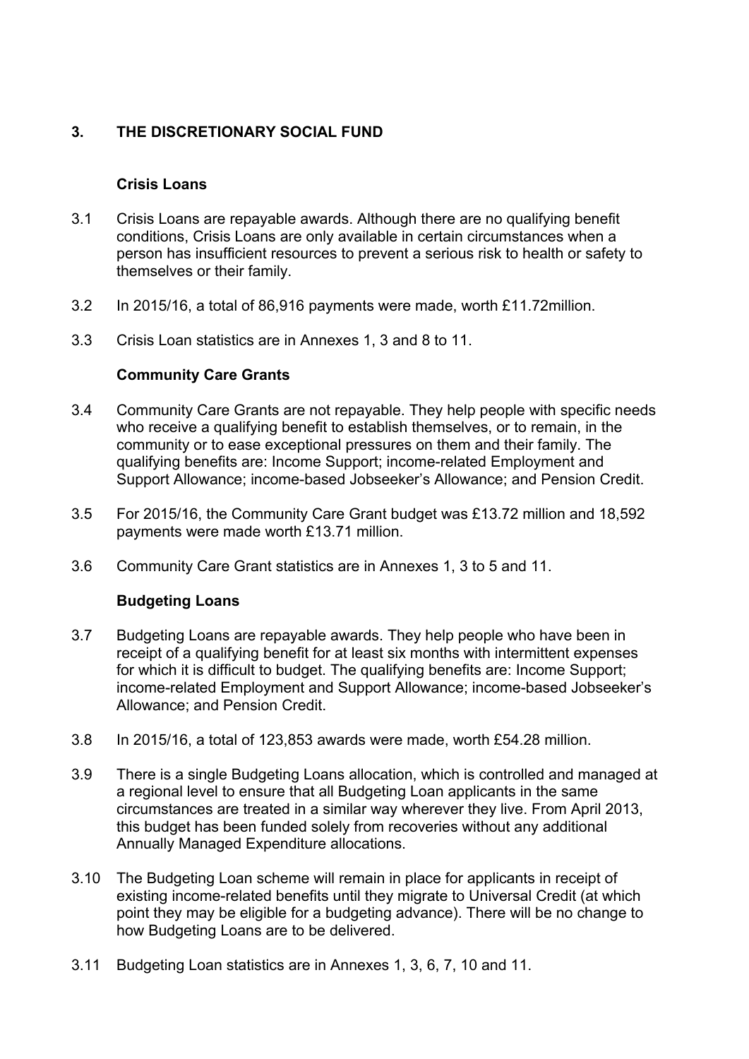## 3. THE DISCRETIONARY SOCIAL FUND

### Crisis Loans

3.1 Crisis Loans are repayable awards. Although there are no qualifying benefit conditions, Crisis Loans are only available in certain circumstances when a person has insufficient resources to prevent a serious risk to health or safety to themselves or their family.

3.2 In 2015/16, a total of 86,916 payments were made, worth £11.72million.

3.3 Crisis Loan statistics are in Annexes 1, 3 and 8 to 11.

### Community Care Grants

3.4 Community Care Grants are not repayable. They help people with specific needs who receive a qualifying benefit to establish themselves, or to remain, in the community or to ease exceptional pressures on them and their family. The qualifying benefits are: Income Support; income-related Employment and Support Allowance; income-based Jobseeker's Allowance; and Pension Credit.

3.5 For 2015/16, the Community Care Grant budget was £13.72 million and 18,592 payments were made worth £13.71 million.

3.6 Community Care Grant statistics are in Annexes 1, 3 to 5 and 11.

### Budgeting Loans

3.7 Budgeting Loans are repayable awards. They help people who have been in receipt of a qualifying benefit for at least six months with intermittent expenses for which it is difficult to budget. The qualifying benefits are: Income Support; income-related Employment and Support Allowance; income-based Jobseeker's Allowance; and Pension Credit.

3.8 In 2015/16, a total of 123,853 awards were made, worth £54.28 million.

3.9 There is a single Budgeting Loans allocation, which is controlled and managed at a regional level to ensure that all Budgeting Loan applicants in the same circumstances are treated in a similar way wherever they live. From April 2013, this budget has been funded solely from recoveries without any additional Annually Managed Expenditure allocations.

3.10 The Budgeting Loan scheme will remain in place for applicants in receipt of existing income-related benefits until they migrate to Universal Credit (at which point they may be eligible for a budgeting advance). There will be no change to how Budgeting Loans are to be delivered.

3.11 Budgeting Loan statistics are in Annexes 1, 3, 6, 7, 10 and 11.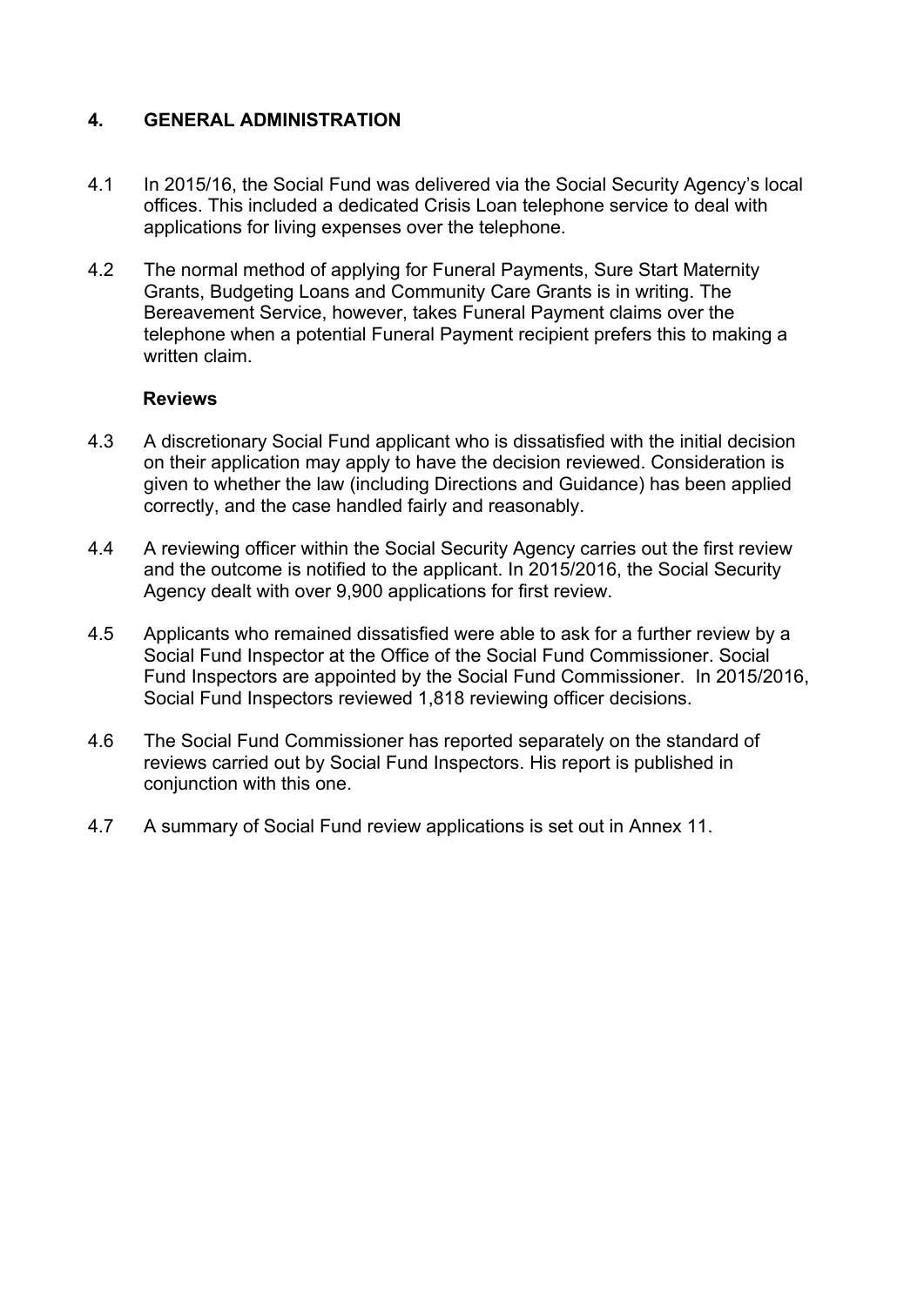## 4. GENERAL ADMINISTRATION

4.1 In 2015/16, the Social Fund was delivered via the Social Security Agency's local offices. This included a dedicated Crisis Loan telephone service to deal with applications for living expenses over the telephone.

4.2 The normal method of applying for Funeral Payments, Sure Start Maternity Grants, Budgeting Loans and Community Care Grants is in writing. The Bereavement Service, however, takes Funeral Payment claims over the telephone when a potential Funeral Payment recipient prefers this to making a written claim.

### Reviews

4.3 A discretionary Social Fund applicant who is dissatisfied with the initial decision on their application may apply to have the decision reviewed. Consideration is given to whether the law (including Directions and Guidance) has been applied correctly, and the case handled fairly and reasonably.

4.4 A reviewing officer within the Social Security Agency carries out the first review and the outcome is notified to the applicant. In 2015/2016, the Social Security Agency dealt with over 9,900 applications for first review.

4.5 Applicants who remained dissatisfied were able to ask for a further review by a Social Fund Inspector at the Office of the Social Fund Commissioner. Social Fund Inspectors are appointed by the Social Fund Commissioner. In 2015/2016, Social Fund Inspectors reviewed 1,818 reviewing officer decisions.

4.6 The Social Fund Commissioner has reported separately on the standard of reviews carried out by Social Fund Inspectors. His report is published in conjunction with this one.

4.7 A summary of Social Fund review applications is set out in Annex 11.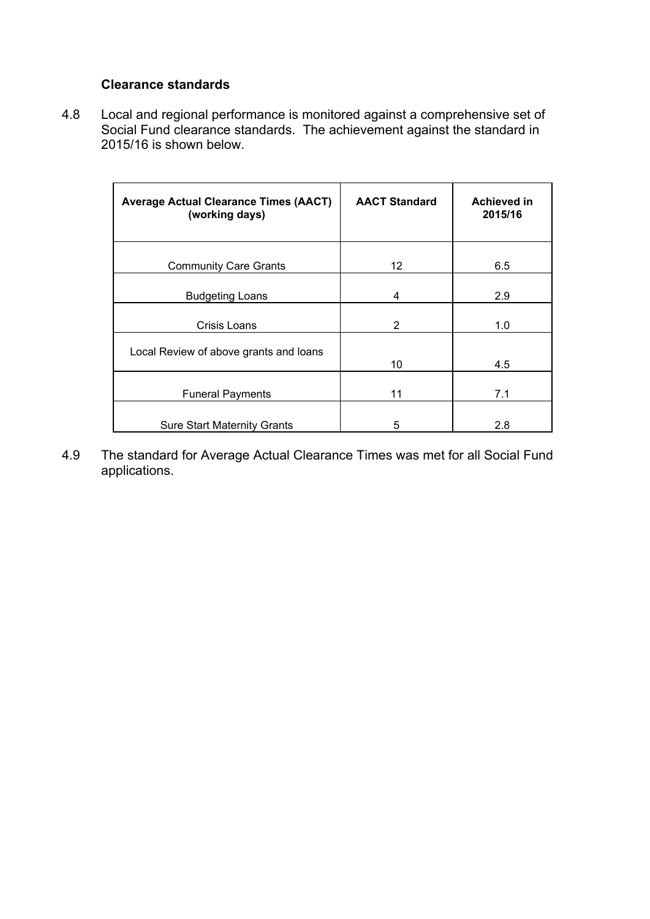### Clearance standards

4.8 Local and regional performance is monitored against a comprehensive set of Social Fund clearance standards. The achievement against the standard in 2015/16 is shown below.

| Average Actual Clearance Times (AACT) (working days) | AACT Standard | Achieved in 2015/16 |
|---|---|---|
| Community Care Grants | 12 | 6.5 |
| Budgeting Loans | 4 | 2.9 |
| Crisis Loans | 2 | 1.0 |
| Local Review of above grants and loans | 10 | 4.5 |
| Funeral Payments | 11 | 7.1 |
| Sure Start Maternity Grants | 5 | 2.8 |

4.9 The standard for Average Actual Clearance Times was met for all Social Fund applications.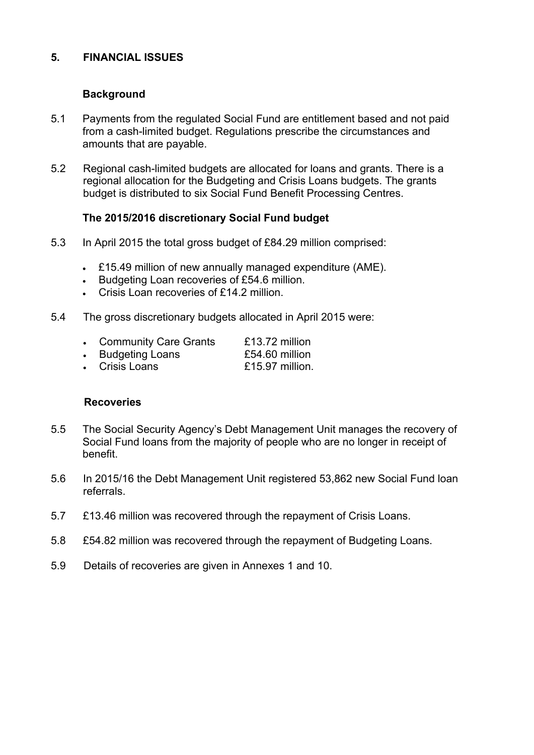## 5. FINANCIAL ISSUES

### Background

5.1 Payments from the regulated Social Fund are entitlement based and not paid from a cash-limited budget. Regulations prescribe the circumstances and amounts that are payable.

5.2 Regional cash-limited budgets are allocated for loans and grants. There is a regional allocation for the Budgeting and Crisis Loans budgets. The grants budget is distributed to six Social Fund Benefit Processing Centres.

### The 2015/2016 discretionary Social Fund budget

5.3 In April 2015 the total gross budget of £84.29 million comprised:

- £15.49 million of new annually managed expenditure (AME).
- Budgeting Loan recoveries of £54.6 million.
- Crisis Loan recoveries of £14.2 million.

5.4 The gross discretionary budgets allocated in April 2015 were:

- Community Care Grants £13.72 million
- Budgeting Loans £54.60 million
- Crisis Loans £15.97 million.

### Recoveries

5.5 The Social Security Agency's Debt Management Unit manages the recovery of Social Fund loans from the majority of people who are no longer in receipt of benefit.

5.6 In 2015/16 the Debt Management Unit registered 53,862 new Social Fund loan referrals.

5.7 £13.46 million was recovered through the repayment of Crisis Loans.

5.8 £54.82 million was recovered through the repayment of Budgeting Loans.

5.9 Details of recoveries are given in Annexes 1 and 10.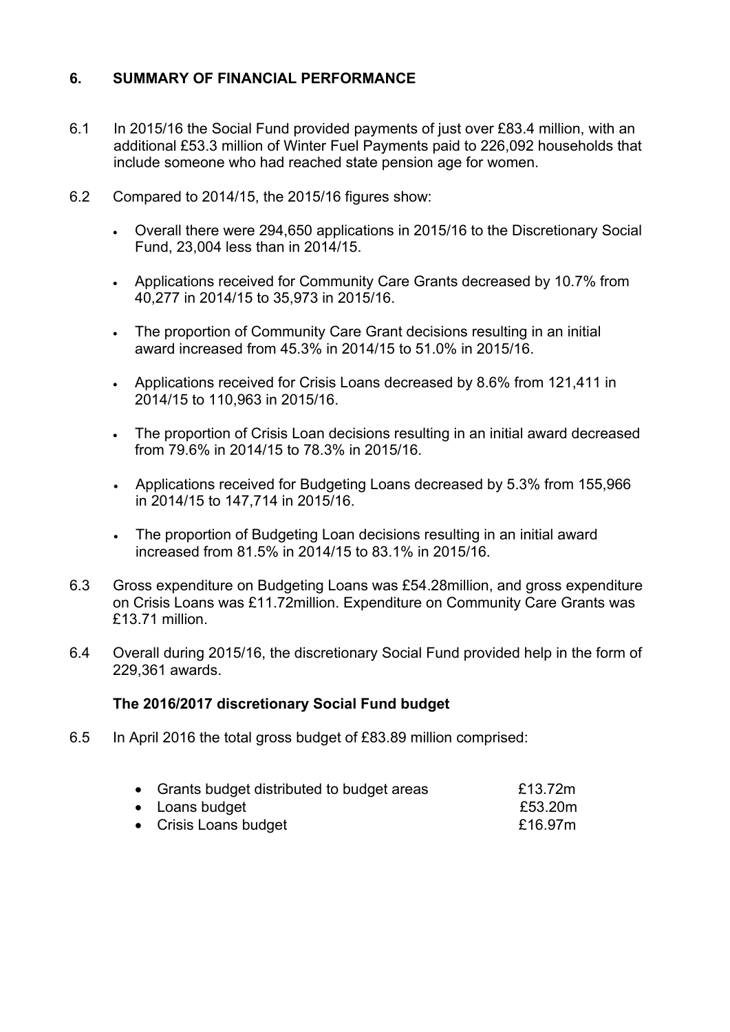## 6. SUMMARY OF FINANCIAL PERFORMANCE

6.1 In 2015/16 the Social Fund provided payments of just over £83.4 million, with an additional £53.3 million of Winter Fuel Payments paid to 226,092 households that include someone who had reached state pension age for women.

6.2 Compared to 2014/15, the 2015/16 figures show:

- Overall there were 294,650 applications in 2015/16 to the Discretionary Social Fund, 23,004 less than in 2014/15.
- Applications received for Community Care Grants decreased by 10.7% from 40,277 in 2014/15 to 35,973 in 2015/16.
- The proportion of Community Care Grant decisions resulting in an initial award increased from 45.3% in 2014/15 to 51.0% in 2015/16.
- Applications received for Crisis Loans decreased by 8.6% from 121,411 in 2014/15 to 110,963 in 2015/16.
- The proportion of Crisis Loan decisions resulting in an initial award decreased from 79.6% in 2014/15 to 78.3% in 2015/16.
- Applications received for Budgeting Loans decreased by 5.3% from 155,966 in 2014/15 to 147,714 in 2015/16.
- The proportion of Budgeting Loan decisions resulting in an initial award increased from 81.5% in 2014/15 to 83.1% in 2015/16.

6.3 Gross expenditure on Budgeting Loans was £54.28million, and gross expenditure on Crisis Loans was £11.72million. Expenditure on Community Care Grants was £13.71 million.

6.4 Overall during 2015/16, the discretionary Social Fund provided help in the form of 229,361 awards.

**The 2016/2017 discretionary Social Fund budget**

6.5 In April 2016 the total gross budget of £83.89 million comprised:

- Grants budget distributed to budget areas £13.72m
- Loans budget £53.20m
- Crisis Loans budget £16.97m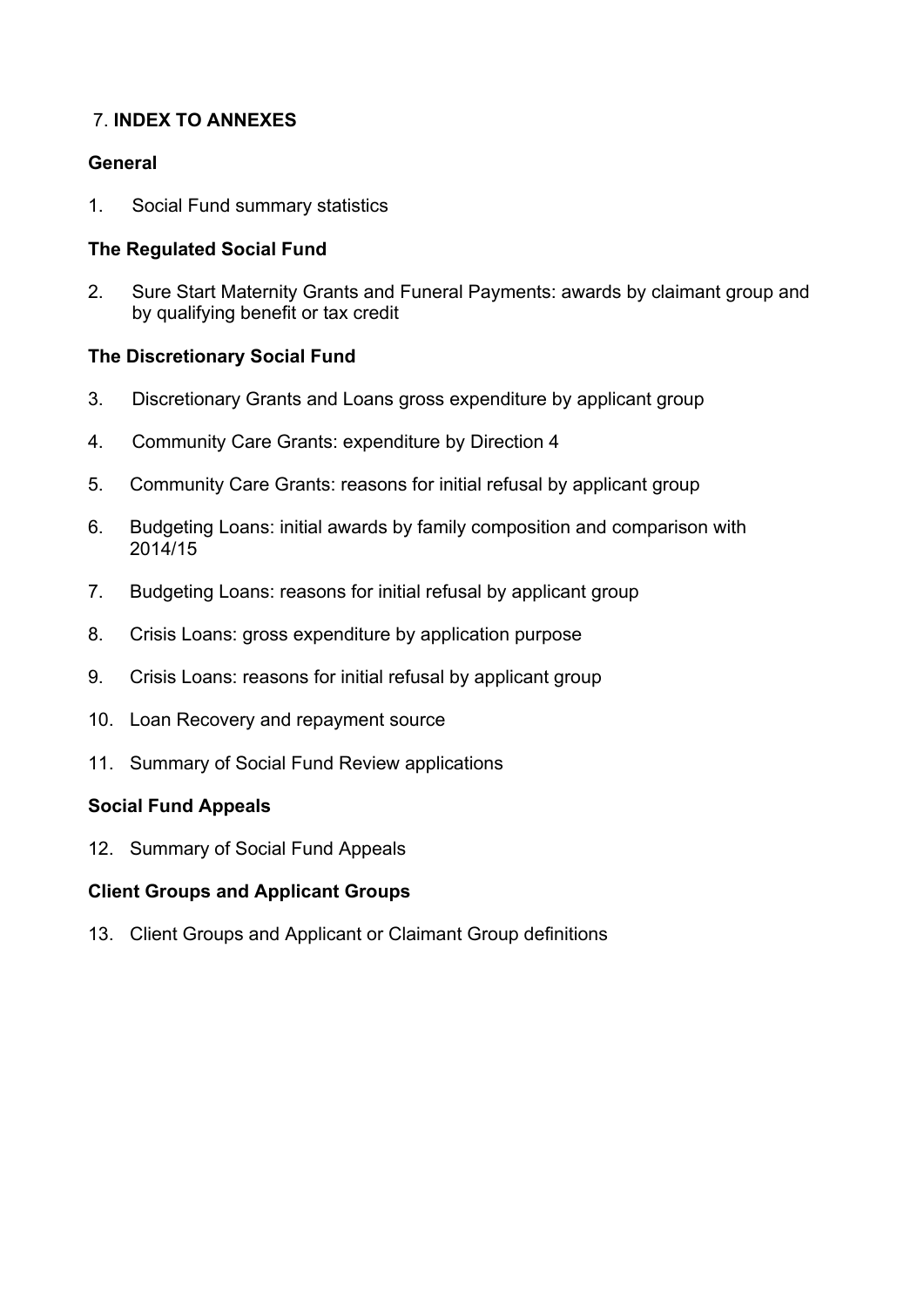## 7. INDEX TO ANNEXES

### General

1. Social Fund summary statistics

### The Regulated Social Fund

2. Sure Start Maternity Grants and Funeral Payments: awards by claimant group and by qualifying benefit or tax credit

### The Discretionary Social Fund

3. Discretionary Grants and Loans gross expenditure by applicant group
4. Community Care Grants: expenditure by Direction 4
5. Community Care Grants: reasons for initial refusal by applicant group
6. Budgeting Loans: initial awards by family composition and comparison with 2014/15
7. Budgeting Loans: reasons for initial refusal by applicant group
8. Crisis Loans: gross expenditure by application purpose
9. Crisis Loans: reasons for initial refusal by applicant group
10. Loan Recovery and repayment source
11. Summary of Social Fund Review applications

### Social Fund Appeals

12. Summary of Social Fund Appeals

### Client Groups and Applicant Groups

13. Client Groups and Applicant or Claimant Group definitions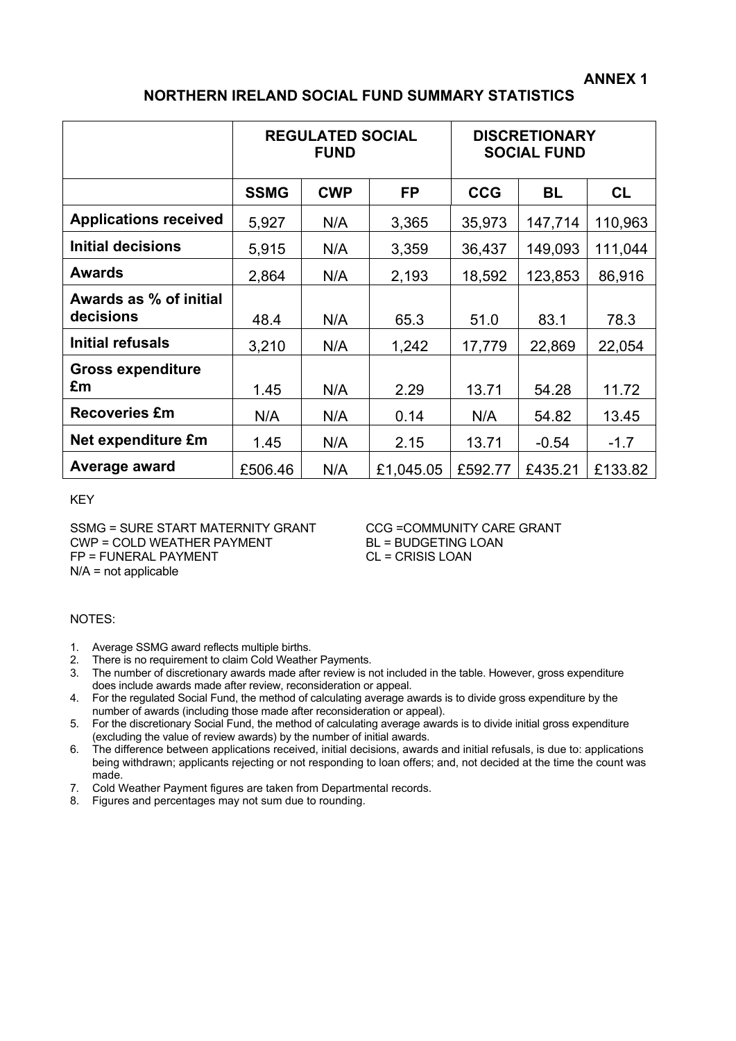**ANNEX 1**

# NORTHERN IRELAND SOCIAL FUND SUMMARY STATISTICS

| | REGULATED SOCIAL FUND | | | DISCRETIONARY SOCIAL FUND | | |
|---|---|---|---|---|---|---|
| | **SSMG** | **CWP** | **FP** | **CCG** | **BL** | **CL** |
| **Applications received** | 5,927 | N/A | 3,365 | 35,973 | 147,714 | 110,963 |
| **Initial decisions** | 5,915 | N/A | 3,359 | 36,437 | 149,093 | 111,044 |
| **Awards** | 2,864 | N/A | 2,193 | 18,592 | 123,853 | 86,916 |
| **Awards as % of initial decisions** | 48.4 | N/A | 65.3 | 51.0 | 83.1 | 78.3 |
| **Initial refusals** | 3,210 | N/A | 1,242 | 17,779 | 22,869 | 22,054 |
| **Gross expenditure £m** | 1.45 | N/A | 2.29 | 13.71 | 54.28 | 11.72 |
| **Recoveries £m** | N/A | N/A | 0.14 | N/A | 54.82 | 13.45 |
| **Net expenditure £m** | 1.45 | N/A | 2.15 | 13.71 | -0.54 | -1.7 |
| **Average award** | £506.46 | N/A | £1,045.05 | £592.77 | £435.21 | £133.82 |

KEY

SSMG = SURE START MATERNITY GRANT
CWP = COLD WEATHER PAYMENT
FP = FUNERAL PAYMENT
N/A = not applicable
CCG =COMMUNITY CARE GRANT
BL = BUDGETING LOAN
CL = CRISIS LOAN

NOTES:

1. Average SSMG award reflects multiple births.
2. There is no requirement to claim Cold Weather Payments.
3. The number of discretionary awards made after review is not included in the table. However, gross expenditure does include awards made after review, reconsideration or appeal.
4. For the regulated Social Fund, the method of calculating average awards is to divide gross expenditure by the number of awards (including those made after reconsideration or appeal).
5. For the discretionary Social Fund, the method of calculating average awards is to divide initial gross expenditure (excluding the value of review awards) by the number of initial awards.
6. The difference between applications received, initial decisions, awards and initial refusals, is due to: applications being withdrawn; applicants rejecting or not responding to loan offers; and, not decided at the time the count was made.
7. Cold Weather Payment figures are taken from Departmental records.
8. Figures and percentages may not sum due to rounding.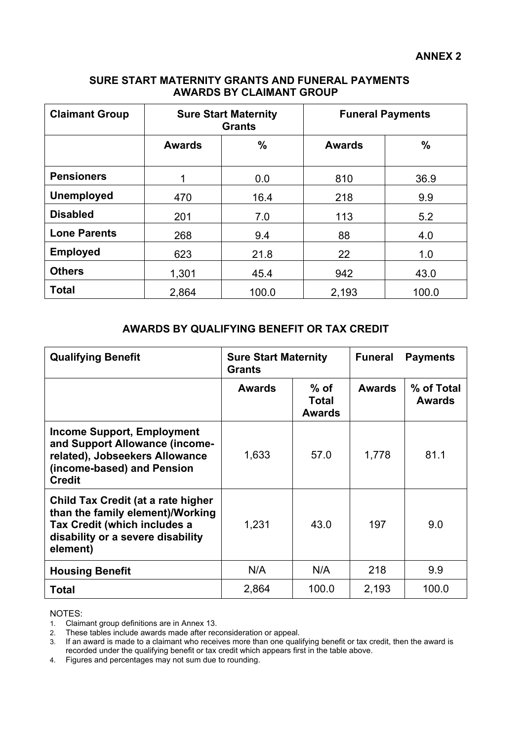**ANNEX 2**

## SURE START MATERNITY GRANTS AND FUNERAL PAYMENTS AWARDS BY CLAIMANT GROUP

| Claimant Group | Sure Start Maternity Grants | | Funeral Payments | |
|---|---|---|---|---|
| | **Awards** | **%** | **Awards** | **%** |
| **Pensioners** | 1 | 0.0 | 810 | 36.9 |
| **Unemployed** | 470 | 16.4 | 218 | 9.9 |
| **Disabled** | 201 | 7.0 | 113 | 5.2 |
| **Lone Parents** | 268 | 9.4 | 88 | 4.0 |
| **Employed** | 623 | 21.8 | 22 | 1.0 |
| **Others** | 1,301 | 45.4 | 942 | 43.0 |
| **Total** | 2,864 | 100.0 | 2,193 | 100.0 |

## AWARDS BY QUALIFYING BENEFIT OR TAX CREDIT

| Qualifying Benefit | Sure Start Maternity Grants | | Funeral Payments | |
|---|---|---|---|---|
| | **Awards** | **% of Total Awards** | **Awards** | **% of Total Awards** |
| **Income Support, Employment and Support Allowance (income-related), Jobseekers Allowance (income-based) and Pension Credit** | 1,633 | 57.0 | 1,778 | 81.1 |
| **Child Tax Credit (at a rate higher than the family element)/Working Tax Credit (which includes a disability or a severe disability element)** | 1,231 | 43.0 | 197 | 9.0 |
| **Housing Benefit** | N/A | N/A | 218 | 9.9 |
| **Total** | 2,864 | 100.0 | 2,193 | 100.0 |

NOTES:

1. Claimant group definitions are in Annex 13.
2. These tables include awards made after reconsideration or appeal.
3. If an award is made to a claimant who receives more than one qualifying benefit or tax credit, then the award is recorded under the qualifying benefit or tax credit which appears first in the table above.
4. Figures and percentages may not sum due to rounding.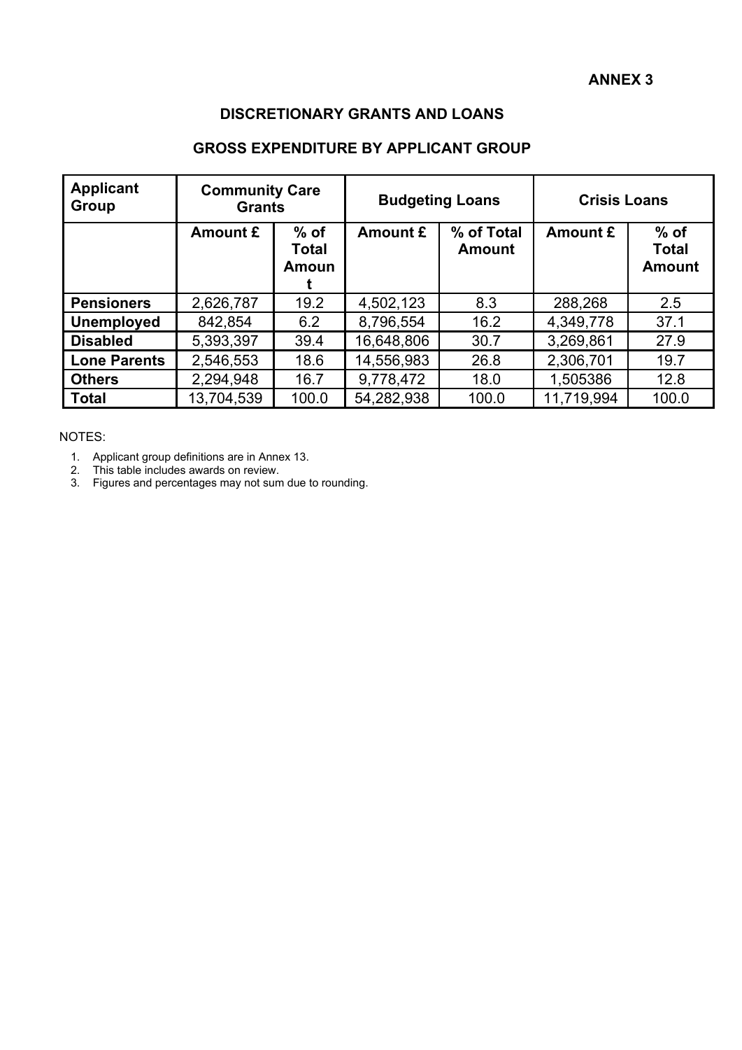**ANNEX 3**

## DISCRETIONARY GRANTS AND LOANS

## GROSS EXPENDITURE BY APPLICANT GROUP

| Applicant Group | Community Care Grants | | Budgeting Loans | | Crisis Loans | |
|---|---|---|---|---|---|---|
| | Amount £ | % of Total Amount | Amount £ | % of Total Amount | Amount £ | % of Total Amount |
| **Pensioners** | 2,626,787 | 19.2 | 4,502,123 | 8.3 | 288,268 | 2.5 |
| **Unemployed** | 842,854 | 6.2 | 8,796,554 | 16.2 | 4,349,778 | 37.1 |
| **Disabled** | 5,393,397 | 39.4 | 16,648,806 | 30.7 | 3,269,861 | 27.9 |
| **Lone Parents** | 2,546,553 | 18.6 | 14,556,983 | 26.8 | 2,306,701 | 19.7 |
| **Others** | 2,294,948 | 16.7 | 9,778,472 | 18.0 | 1,505386 | 12.8 |
| **Total** | 13,704,539 | 100.0 | 54,282,938 | 100.0 | 11,719,994 | 100.0 |

NOTES:

1. Applicant group definitions are in Annex 13.
2. This table includes awards on review.
3. Figures and percentages may not sum due to rounding.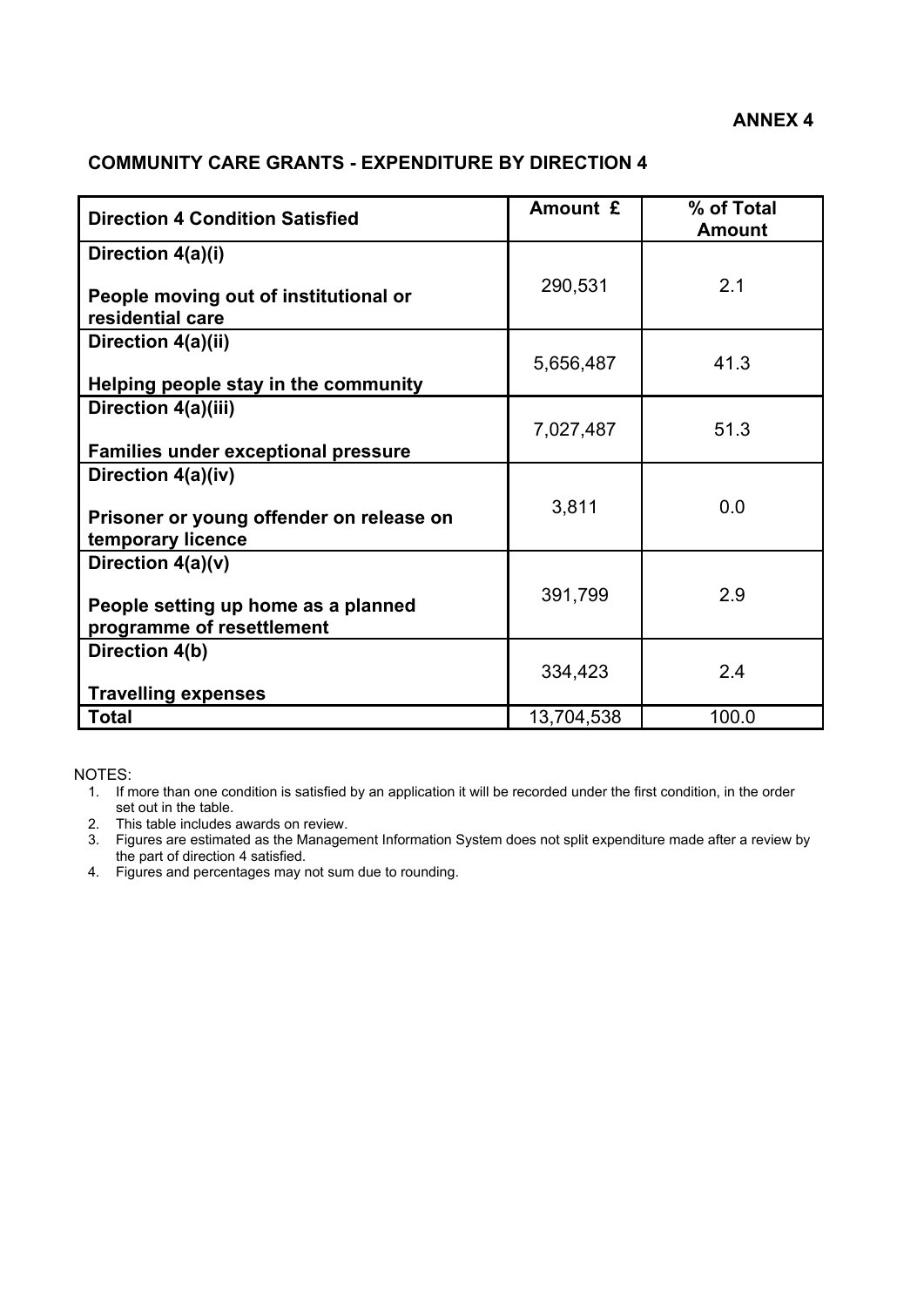**ANNEX 4**

## COMMUNITY CARE GRANTS - EXPENDITURE BY DIRECTION 4

| Direction 4 Condition Satisfied | Amount £ | % of Total Amount |
|---|---|---|
| **Direction 4(a)(i)**<br><br>**People moving out of institutional or residential care** | 290,531 | 2.1 |
| **Direction 4(a)(ii)**<br><br>**Helping people stay in the community** | 5,656,487 | 41.3 |
| **Direction 4(a)(iii)**<br><br>**Families under exceptional pressure** | 7,027,487 | 51.3 |
| **Direction 4(a)(iv)**<br><br>**Prisoner or young offender on release on temporary licence** | 3,811 | 0.0 |
| **Direction 4(a)(v)**<br><br>**People setting up home as a planned programme of resettlement** | 391,799 | 2.9 |
| **Direction 4(b)**<br><br>**Travelling expenses** | 334,423 | 2.4 |
| **Total** | 13,704,538 | 100.0 |

NOTES:

1. If more than one condition is satisfied by an application it will be recorded under the first condition, in the order set out in the table.
2. This table includes awards on review.
3. Figures are estimated as the Management Information System does not split expenditure made after a review by the part of direction 4 satisfied.
4. Figures and percentages may not sum due to rounding.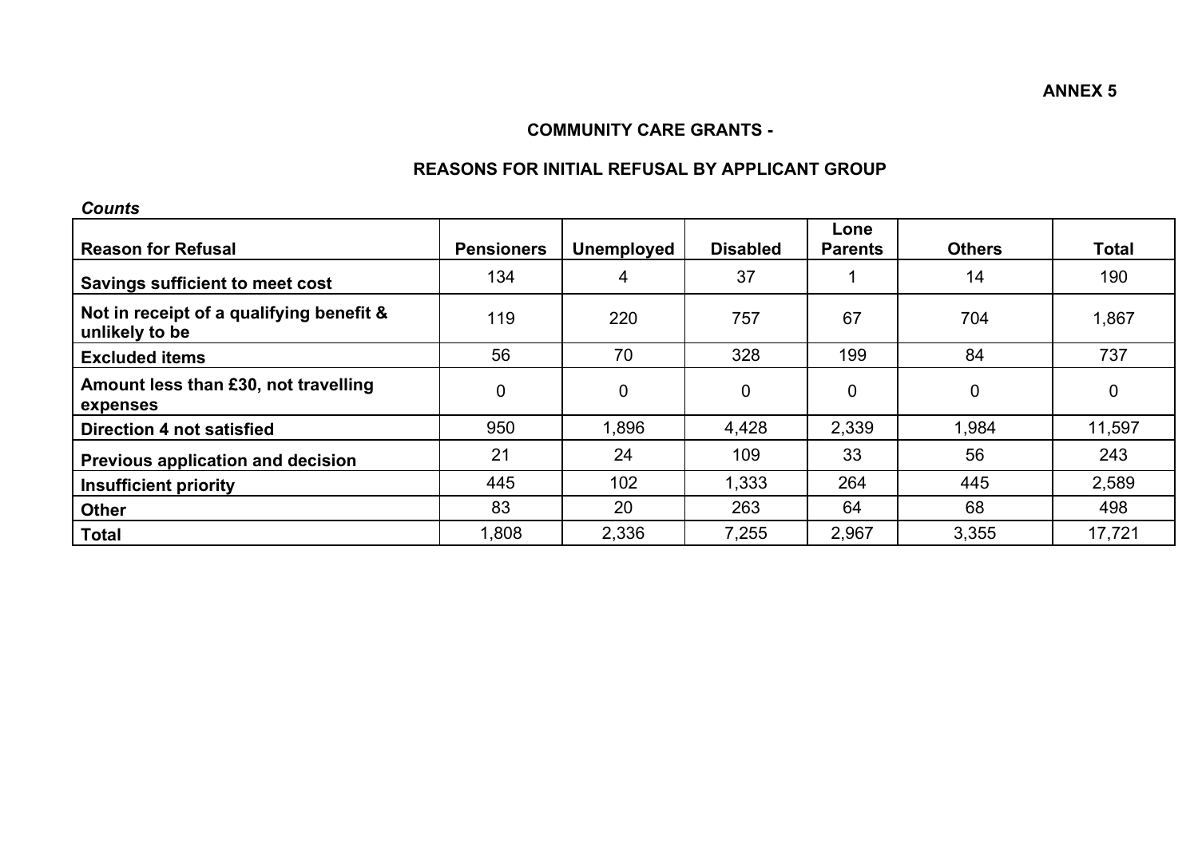**ANNEX 5**

## COMMUNITY CARE GRANTS -

## REASONS FOR INITIAL REFUSAL BY APPLICANT GROUP

***Counts***

| Reason for Refusal | Pensioners | Unemployed | Disabled | Lone Parents | Others | Total |
|---|---|---|---|---|---|---|
| **Savings sufficient to meet cost** | 134 | 4 | 37 | 1 | 14 | 190 |
| **Not in receipt of a qualifying benefit & unlikely to be** | 119 | 220 | 757 | 67 | 704 | 1,867 |
| **Excluded items** | 56 | 70 | 328 | 199 | 84 | 737 |
| **Amount less than £30, not travelling expenses** | 0 | 0 | 0 | 0 | 0 | 0 |
| **Direction 4 not satisfied** | 950 | 1,896 | 4,428 | 2,339 | 1,984 | 11,597 |
| **Previous application and decision** | 21 | 24 | 109 | 33 | 56 | 243 |
| **Insufficient priority** | 445 | 102 | 1,333 | 264 | 445 | 2,589 |
| **Other** | 83 | 20 | 263 | 64 | 68 | 498 |
| **Total** | 1,808 | 2,336 | 7,255 | 2,967 | 3,355 | 17,721 |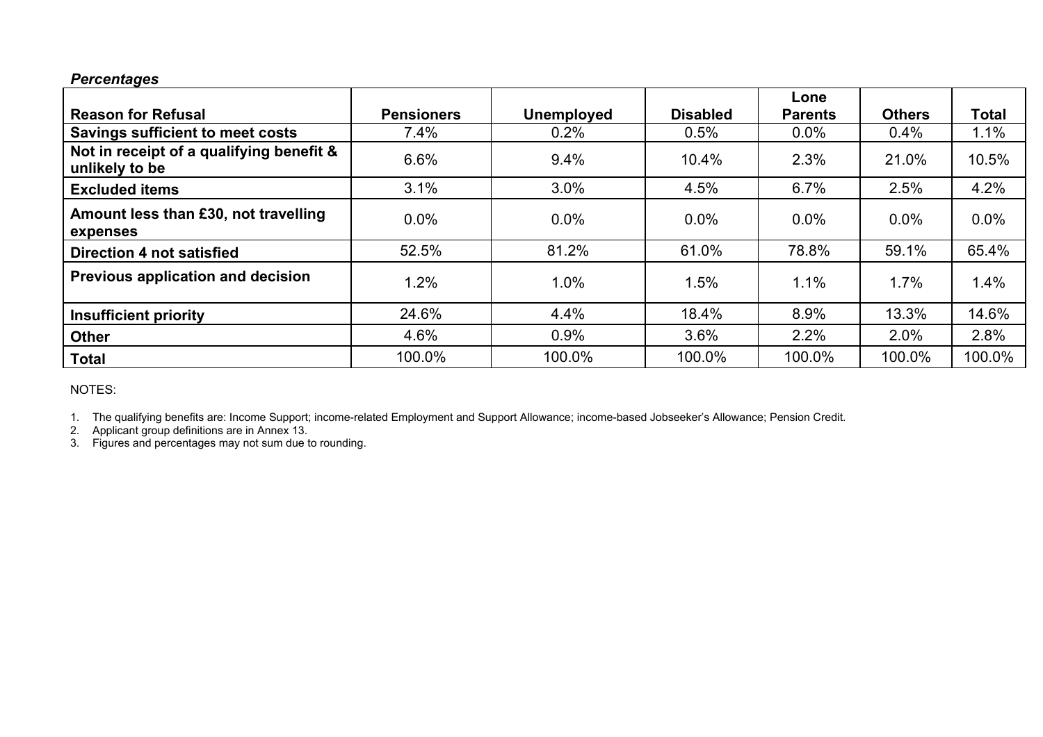***Percentages***

| Reason for Refusal | Pensioners | Unemployed | Disabled | Lone Parents | Others | Total |
|---|---|---|---|---|---|---|
| **Savings sufficient to meet costs** | 7.4% | 0.2% | 0.5% | 0.0% | 0.4% | 1.1% |
| **Not in receipt of a qualifying benefit & unlikely to be** | 6.6% | 9.4% | 10.4% | 2.3% | 21.0% | 10.5% |
| **Excluded items** | 3.1% | 3.0% | 4.5% | 6.7% | 2.5% | 4.2% |
| **Amount less than £30, not travelling expenses** | 0.0% | 0.0% | 0.0% | 0.0% | 0.0% | 0.0% |
| **Direction 4 not satisfied** | 52.5% | 81.2% | 61.0% | 78.8% | 59.1% | 65.4% |
| **Previous application and decision** | 1.2% | 1.0% | 1.5% | 1.1% | 1.7% | 1.4% |
| **Insufficient priority** | 24.6% | 4.4% | 18.4% | 8.9% | 13.3% | 14.6% |
| **Other** | 4.6% | 0.9% | 3.6% | 2.2% | 2.0% | 2.8% |
| **Total** | 100.0% | 100.0% | 100.0% | 100.0% | 100.0% | 100.0% |

NOTES:

1. The qualifying benefits are: Income Support; income-related Employment and Support Allowance; income-based Jobseeker's Allowance; Pension Credit.
2. Applicant group definitions are in Annex 13.
3. Figures and percentages may not sum due to rounding.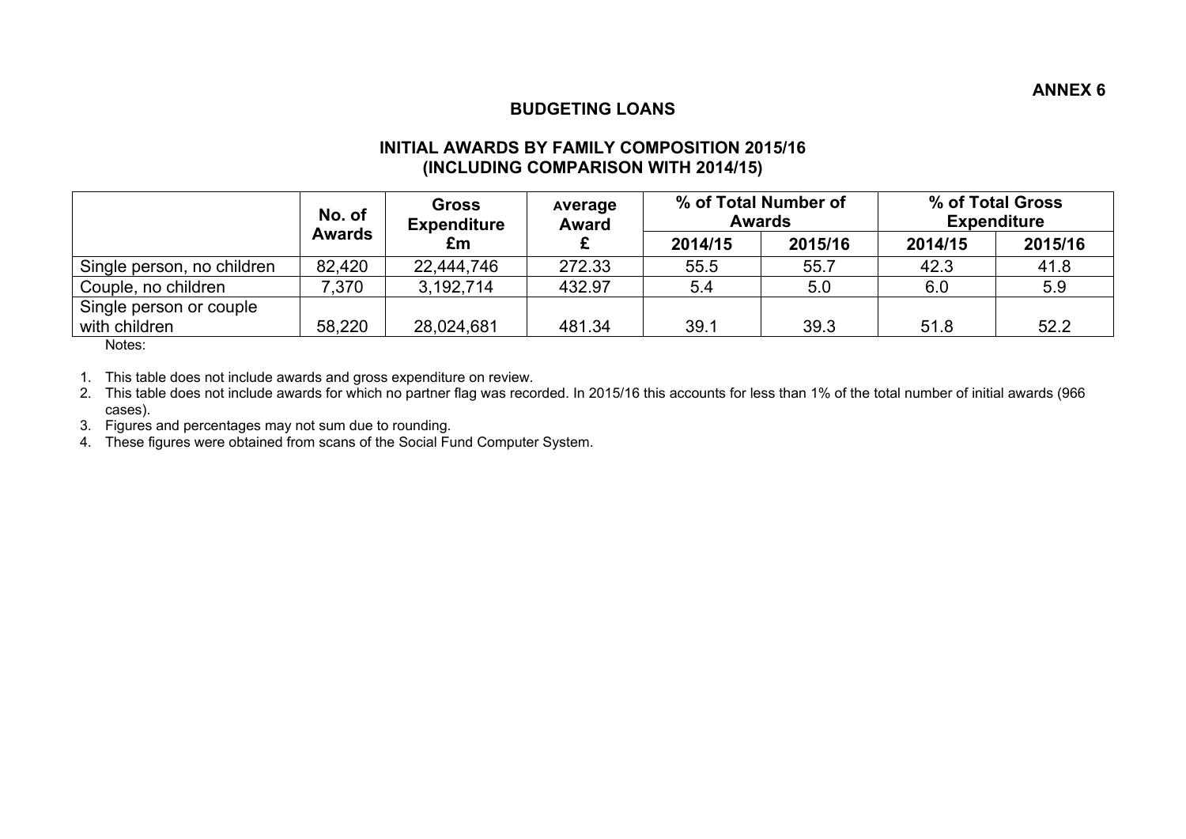**ANNEX 6**

## BUDGETING LOANS

### INITIAL AWARDS BY FAMILY COMPOSITION 2015/16
### (INCLUDING COMPARISON WITH 2014/15)

| | No. of Awards | Gross Expenditure £m | Average Award £ | % of Total Number of Awards | | % of Total Gross Expenditure | |
|---|---|---|---|---|---|---|---|
| | | | | 2014/15 | 2015/16 | 2014/15 | 2015/16 |
| Single person, no children | 82,420 | 22,444,746 | 272.33 | 55.5 | 55.7 | 42.3 | 41.8 |
| Couple, no children | 7,370 | 3,192,714 | 432.97 | 5.4 | 5.0 | 6.0 | 5.9 |
| Single person or couple with children | 58,220 | 28,024,681 | 481.34 | 39.1 | 39.3 | 51.8 | 52.2 |

Notes:

1. This table does not include awards and gross expenditure on review.
2. This table does not include awards for which no partner flag was recorded. In 2015/16 this accounts for less than 1% of the total number of initial awards (966 cases).
3. Figures and percentages may not sum due to rounding.
4. These figures were obtained from scans of the Social Fund Computer System.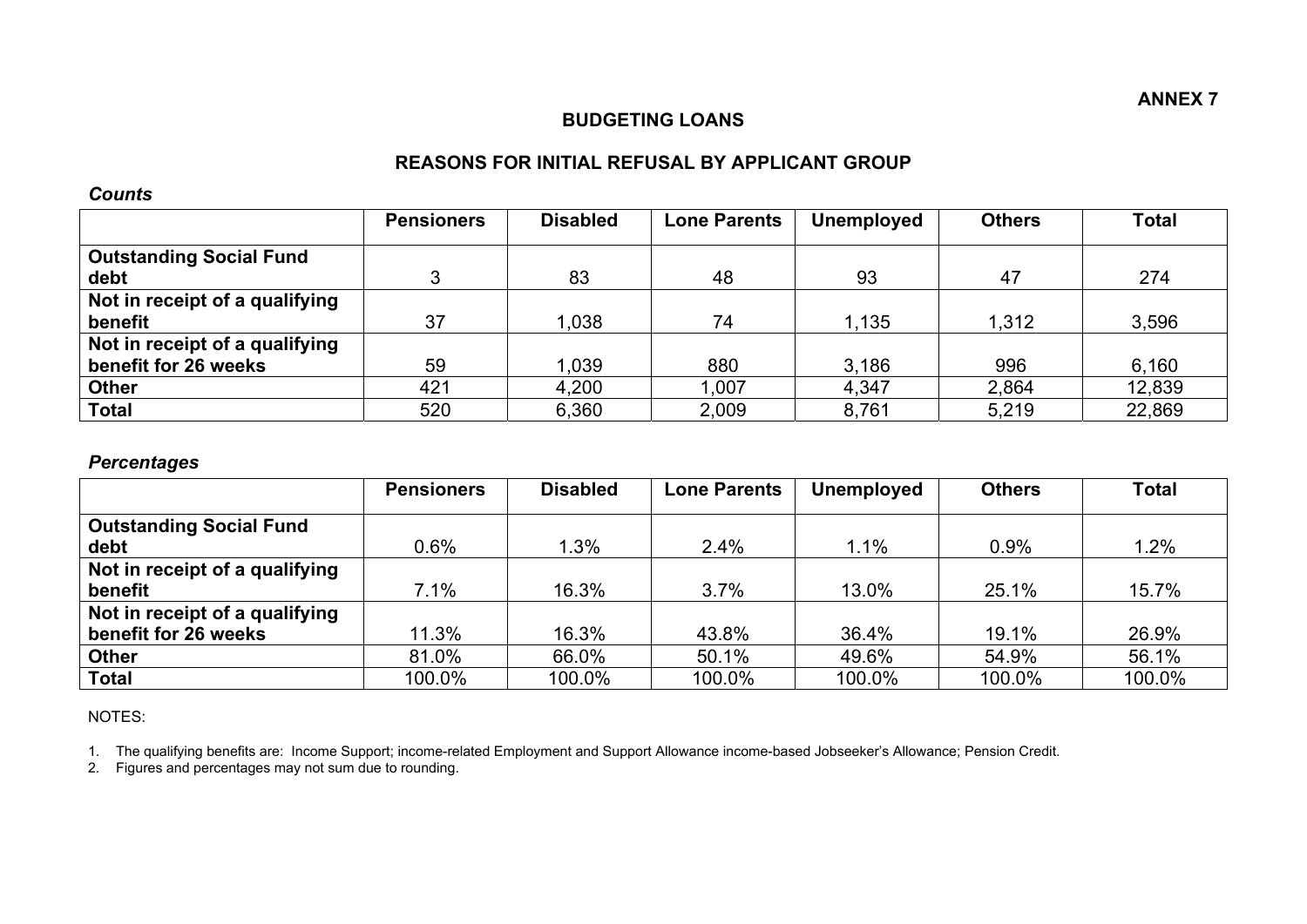**ANNEX 7**

## BUDGETING LOANS

## REASONS FOR INITIAL REFUSAL BY APPLICANT GROUP

***Counts***

| | Pensioners | Disabled | Lone Parents | Unemployed | Others | Total |
|---|---|---|---|---|---|---|
| **Outstanding Social Fund debt** | 3 | 83 | 48 | 93 | 47 | 274 |
| **Not in receipt of a qualifying benefit** | 37 | 1,038 | 74 | 1,135 | 1,312 | 3,596 |
| **Not in receipt of a qualifying benefit for 26 weeks** | 59 | 1,039 | 880 | 3,186 | 996 | 6,160 |
| **Other** | 421 | 4,200 | 1,007 | 4,347 | 2,864 | 12,839 |
| **Total** | 520 | 6,360 | 2,009 | 8,761 | 5,219 | 22,869 |

***Percentages***

| | Pensioners | Disabled | Lone Parents | Unemployed | Others | Total |
|---|---|---|---|---|---|---|
| **Outstanding Social Fund debt** | 0.6% | 1.3% | 2.4% | 1.1% | 0.9% | 1.2% |
| **Not in receipt of a qualifying benefit** | 7.1% | 16.3% | 3.7% | 13.0% | 25.1% | 15.7% |
| **Not in receipt of a qualifying benefit for 26 weeks** | 11.3% | 16.3% | 43.8% | 36.4% | 19.1% | 26.9% |
| **Other** | 81.0% | 66.0% | 50.1% | 49.6% | 54.9% | 56.1% |
| **Total** | 100.0% | 100.0% | 100.0% | 100.0% | 100.0% | 100.0% |

NOTES:

1. The qualifying benefits are: Income Support; income-related Employment and Support Allowance income-based Jobseeker's Allowance; Pension Credit.
2. Figures and percentages may not sum due to rounding.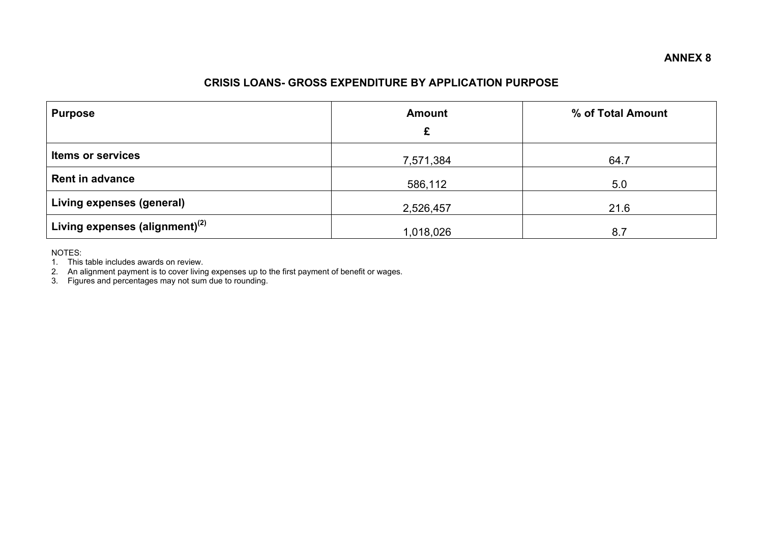**ANNEX 8**

## CRISIS LOANS- GROSS EXPENDITURE BY APPLICATION PURPOSE

| Purpose | Amount £ | % of Total Amount |
|---|---|---|
| **Items or services** | 7,571,384 | 64.7 |
| **Rent in advance** | 586,112 | 5.0 |
| **Living expenses (general)** | 2,526,457 | 21.6 |
| **Living expenses (alignment)**(2) | 1,018,026 | 8.7 |

NOTES:
1. This table includes awards on review.
2. An alignment payment is to cover living expenses up to the first payment of benefit or wages.
3. Figures and percentages may not sum due to rounding.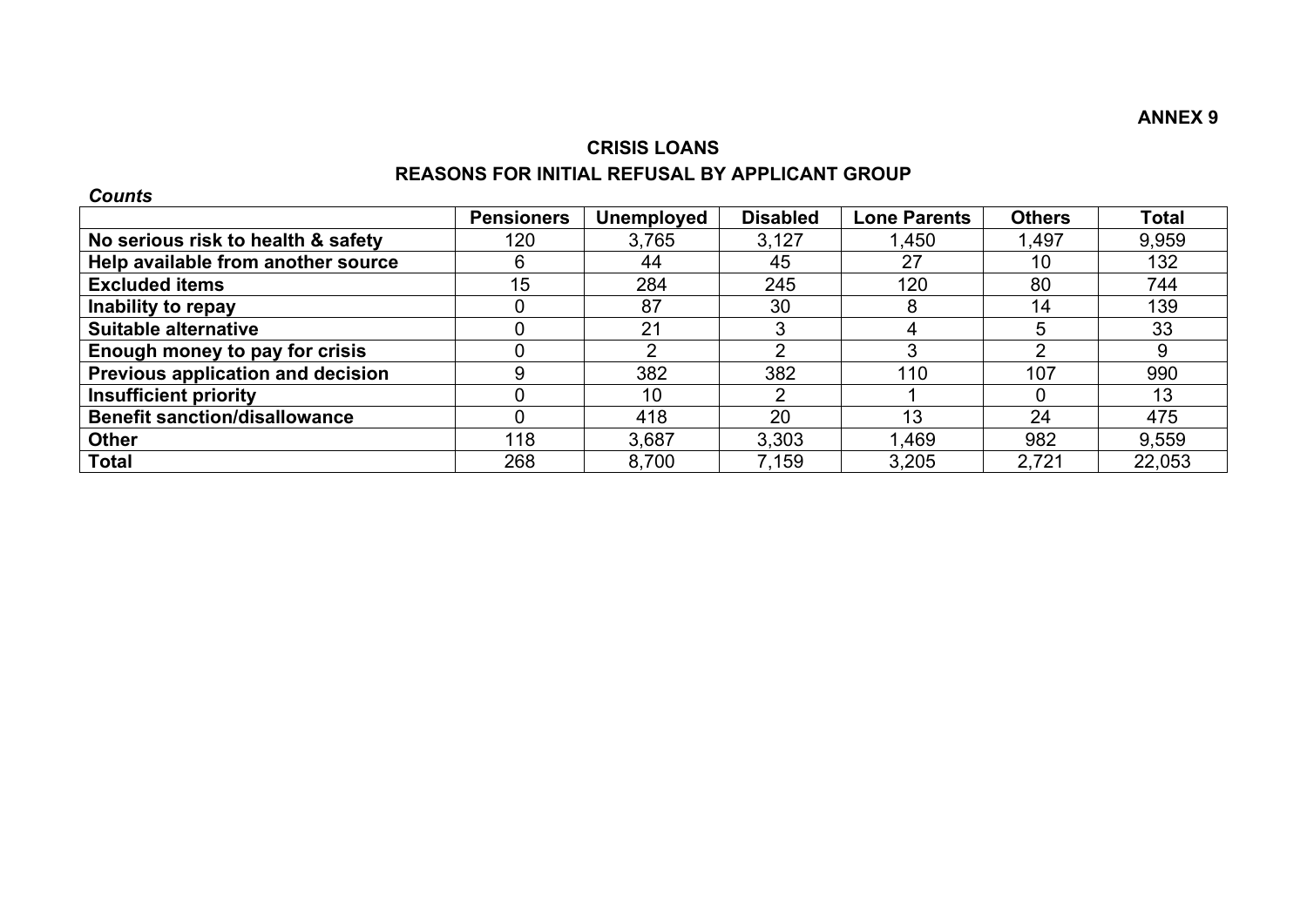**ANNEX 9**

## CRISIS LOANS

## REASONS FOR INITIAL REFUSAL BY APPLICANT GROUP

***Counts***

| | Pensioners | Unemployed | Disabled | Lone Parents | Others | Total |
|---|---|---|---|---|---|---|
| **No serious risk to health & safety** | 120 | 3,765 | 3,127 | 1,450 | 1,497 | 9,959 |
| **Help available from another source** | 6 | 44 | 45 | 27 | 10 | 132 |
| **Excluded items** | 15 | 284 | 245 | 120 | 80 | 744 |
| **Inability to repay** | 0 | 87 | 30 | 8 | 14 | 139 |
| **Suitable alternative** | 0 | 21 | 3 | 4 | 5 | 33 |
| **Enough money to pay for crisis** | 0 | 2 | 2 | 3 | 2 | 9 |
| **Previous application and decision** | 9 | 382 | 382 | 110 | 107 | 990 |
| **Insufficient priority** | 0 | 10 | 2 | 1 | 0 | 13 |
| **Benefit sanction/disallowance** | 0 | 418 | 20 | 13 | 24 | 475 |
| **Other** | 118 | 3,687 | 3,303 | 1,469 | 982 | 9,559 |
| **Total** | 268 | 8,700 | 7,159 | 3,205 | 2,721 | 22,053 |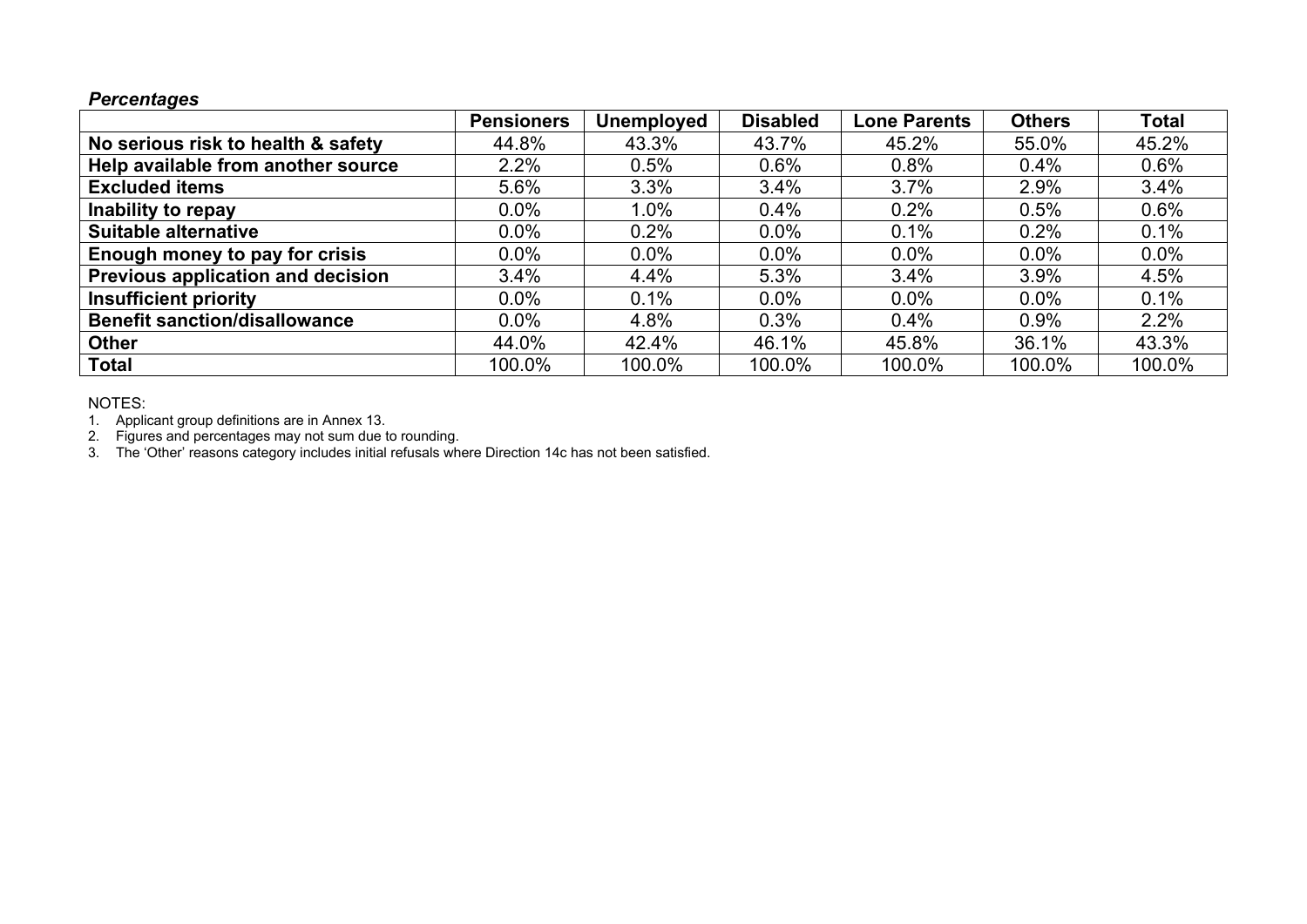***Percentages***

| | Pensioners | Unemployed | Disabled | Lone Parents | Others | Total |
|---|---|---|---|---|---|---|
| **No serious risk to health & safety** | 44.8% | 43.3% | 43.7% | 45.2% | 55.0% | 45.2% |
| **Help available from another source** | 2.2% | 0.5% | 0.6% | 0.8% | 0.4% | 0.6% |
| **Excluded items** | 5.6% | 3.3% | 3.4% | 3.7% | 2.9% | 3.4% |
| **Inability to repay** | 0.0% | 1.0% | 0.4% | 0.2% | 0.5% | 0.6% |
| **Suitable alternative** | 0.0% | 0.2% | 0.0% | 0.1% | 0.2% | 0.1% |
| **Enough money to pay for crisis** | 0.0% | 0.0% | 0.0% | 0.0% | 0.0% | 0.0% |
| **Previous application and decision** | 3.4% | 4.4% | 5.3% | 3.4% | 3.9% | 4.5% |
| **Insufficient priority** | 0.0% | 0.1% | 0.0% | 0.0% | 0.0% | 0.1% |
| **Benefit sanction/disallowance** | 0.0% | 4.8% | 0.3% | 0.4% | 0.9% | 2.2% |
| **Other** | 44.0% | 42.4% | 46.1% | 45.8% | 36.1% | 43.3% |
| **Total** | 100.0% | 100.0% | 100.0% | 100.0% | 100.0% | 100.0% |

NOTES:

1. Applicant group definitions are in Annex 13.
2. Figures and percentages may not sum due to rounding.
3. The 'Other' reasons category includes initial refusals where Direction 14c has not been satisfied.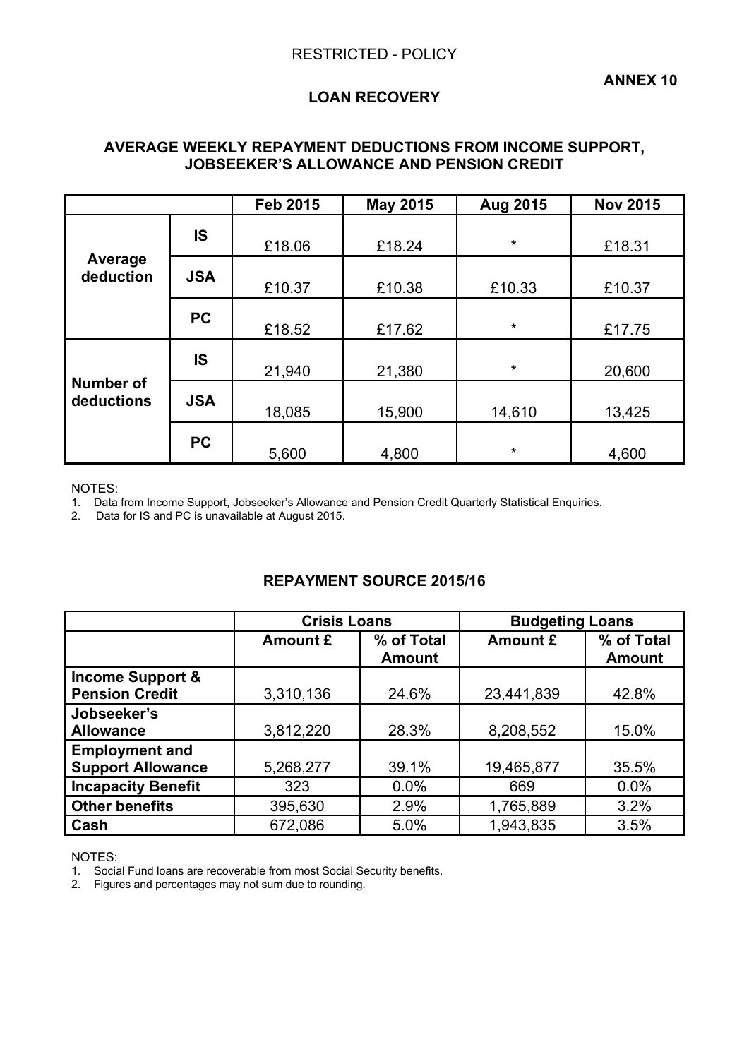RESTRICTED - POLICY

**ANNEX 10**

## LOAN RECOVERY

### AVERAGE WEEKLY REPAYMENT DEDUCTIONS FROM INCOME SUPPORT, JOBSEEKER'S ALLOWANCE AND PENSION CREDIT

| | | Feb 2015 | May 2015 | Aug 2015 | Nov 2015 |
|---|---|---|---|---|---|
| **Average deduction** | **IS** | £18.06 | £18.24 | * | £18.31 |
| | **JSA** | £10.37 | £10.38 | £10.33 | £10.37 |
| | **PC** | £18.52 | £17.62 | * | £17.75 |
| **Number of deductions** | **IS** | 21,940 | 21,380 | * | 20,600 |
| | **JSA** | 18,085 | 15,900 | 14,610 | 13,425 |
| | **PC** | 5,600 | 4,800 | * | 4,600 |

NOTES:
1. Data from Income Support, Jobseeker's Allowance and Pension Credit Quarterly Statistical Enquiries.
2. Data for IS and PC is unavailable at August 2015.

### REPAYMENT SOURCE 2015/16

| | Crisis Loans | | Budgeting Loans | |
|---|---|---|---|---|
| | **Amount £** | **% of Total Amount** | **Amount £** | **% of Total Amount** |
| **Income Support & Pension Credit** | 3,310,136 | 24.6% | 23,441,839 | 42.8% |
| **Jobseeker's Allowance** | 3,812,220 | 28.3% | 8,208,552 | 15.0% |
| **Employment and Support Allowance** | 5,268,277 | 39.1% | 19,465,877 | 35.5% |
| **Incapacity Benefit** | 323 | 0.0% | 669 | 0.0% |
| **Other benefits** | 395,630 | 2.9% | 1,765,889 | 3.2% |
| **Cash** | 672,086 | 5.0% | 1,943,835 | 3.5% |

NOTES:
1. Social Fund loans are recoverable from most Social Security benefits.
2. Figures and percentages may not sum due to rounding.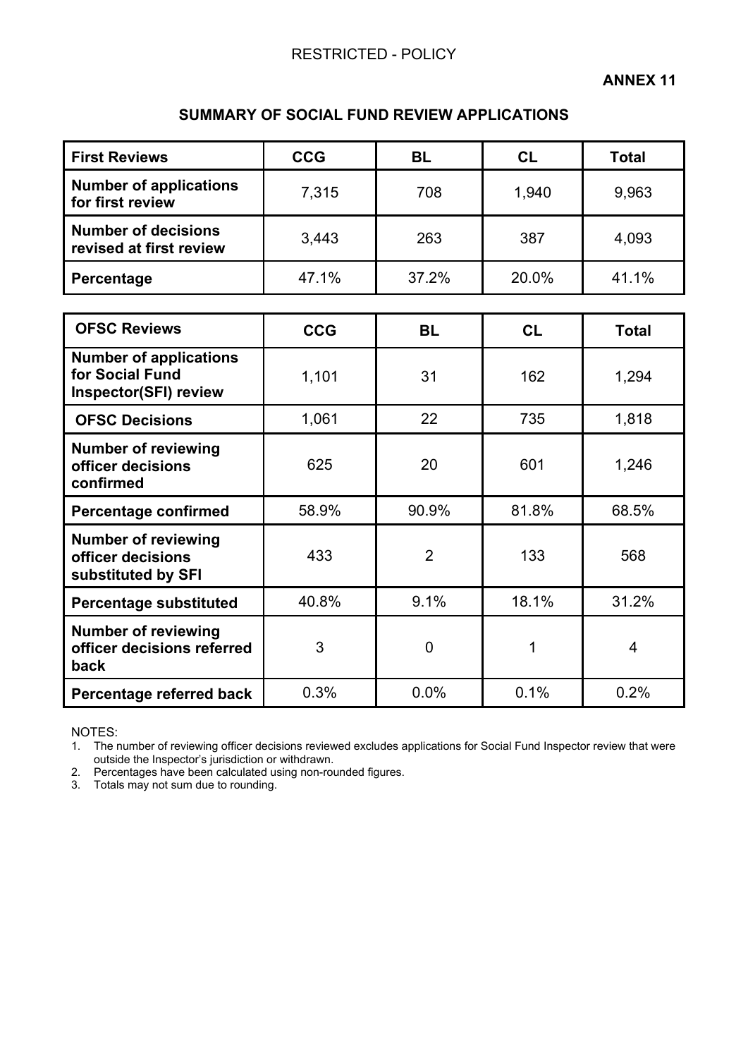RESTRICTED - POLICY

**ANNEX 11**

## SUMMARY OF SOCIAL FUND REVIEW APPLICATIONS

| First Reviews | CCG | BL | CL | Total |
|---|---|---|---|---|
| **Number of applications for first review** | 7,315 | 708 | 1,940 | 9,963 |
| **Number of decisions revised at first review** | 3,443 | 263 | 387 | 4,093 |
| **Percentage** | 47.1% | 37.2% | 20.0% | 41.1% |

| OFSC Reviews | CCG | BL | CL | Total |
|---|---|---|---|---|
| **Number of applications for Social Fund Inspector(SFI) review** | 1,101 | 31 | 162 | 1,294 |
| **OFSC Decisions** | 1,061 | 22 | 735 | 1,818 |
| **Number of reviewing officer decisions confirmed** | 625 | 20 | 601 | 1,246 |
| **Percentage confirmed** | 58.9% | 90.9% | 81.8% | 68.5% |
| **Number of reviewing officer decisions substituted by SFI** | 433 | 2 | 133 | 568 |
| **Percentage substituted** | 40.8% | 9.1% | 18.1% | 31.2% |
| **Number of reviewing officer decisions referred back** | 3 | 0 | 1 | 4 |
| **Percentage referred back** | 0.3% | 0.0% | 0.1% | 0.2% |

NOTES:

1. The number of reviewing officer decisions reviewed excludes applications for Social Fund Inspector review that were outside the Inspector's jurisdiction or withdrawn.
2. Percentages have been calculated using non-rounded figures.
3. Totals may not sum due to rounding.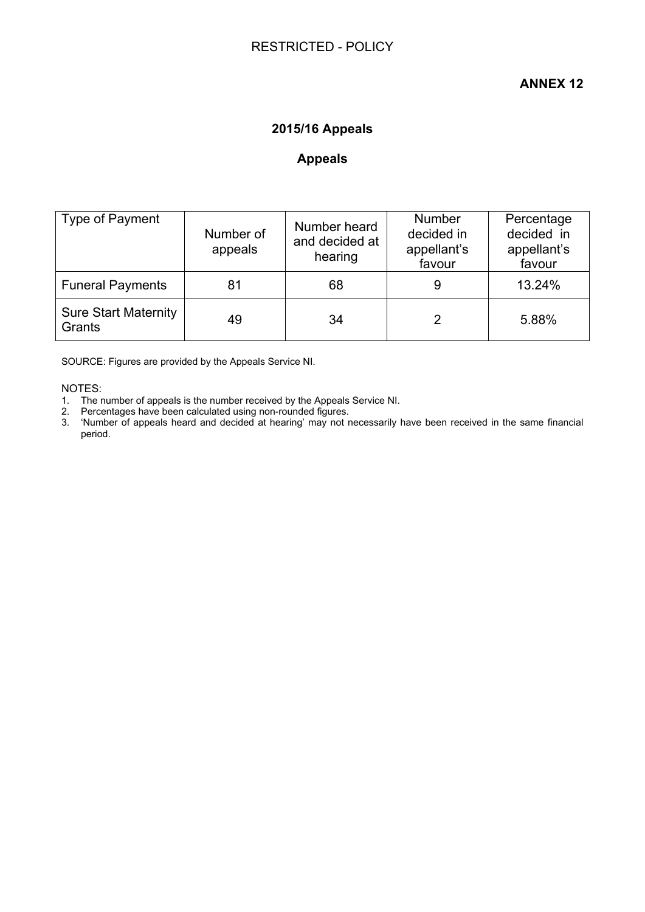**ANNEX 12**

## 2015/16 Appeals

### Appeals

| Type of Payment | Number of appeals | Number heard and decided at hearing | Number decided in appellant's favour | Percentage decided in appellant's favour |
|---|---|---|---|---|
| Funeral Payments | 81 | 68 | 9 | 13.24% |
| Sure Start Maternity Grants | 49 | 34 | 2 | 5.88% |

SOURCE: Figures are provided by the Appeals Service NI.

NOTES:
1. The number of appeals is the number received by the Appeals Service NI.
2. Percentages have been calculated using non-rounded figures.
3. 'Number of appeals heard and decided at hearing' may not necessarily have been received in the same financial period.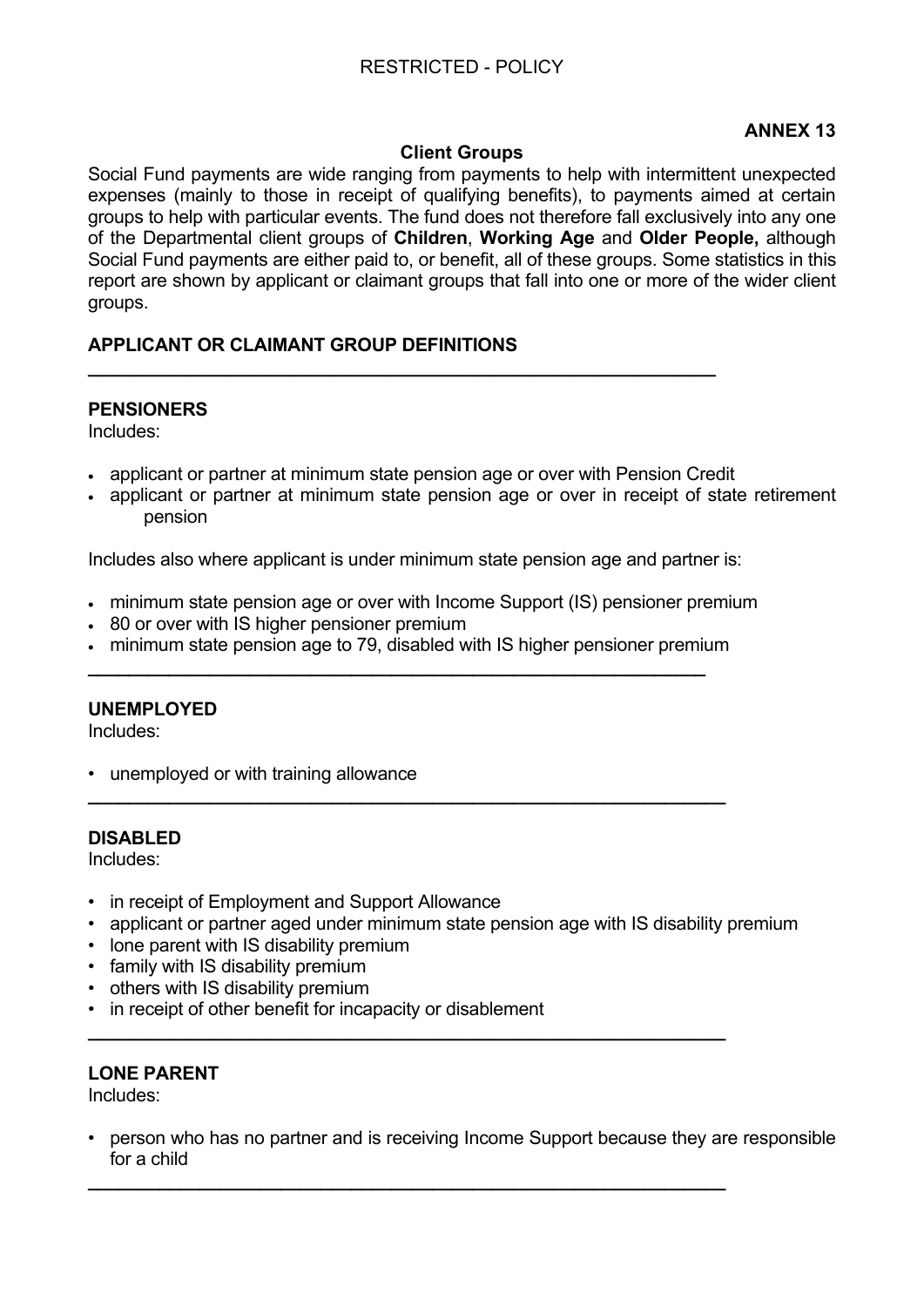**ANNEX 13**

## Client Groups

Social Fund payments are wide ranging from payments to help with intermittent unexpected expenses (mainly to those in receipt of qualifying benefits), to payments aimed at certain groups to help with particular events. The fund does not therefore fall exclusively into any one of the Departmental client groups of **Children**, **Working Age** and **Older People,** although Social Fund payments are either paid to, or benefit, all of these groups. Some statistics in this report are shown by applicant or claimant groups that fall into one or more of the wider client groups.

### APPLICANT OR CLAIMANT GROUP DEFINITIONS

---

**PENSIONERS**

Includes:

- applicant or partner at minimum state pension age or over with Pension Credit
- applicant or partner at minimum state pension age or over in receipt of state retirement pension

Includes also where applicant is under minimum state pension age and partner is:

- minimum state pension age or over with Income Support (IS) pensioner premium
- 80 or over with IS higher pensioner premium
- minimum state pension age to 79, disabled with IS higher pensioner premium

---

**UNEMPLOYED**

Includes:

- unemployed or with training allowance

---

**DISABLED**

Includes:

- in receipt of Employment and Support Allowance
- applicant or partner aged under minimum state pension age with IS disability premium
- lone parent with IS disability premium
- family with IS disability premium
- others with IS disability premium
- in receipt of other benefit for incapacity or disablement

---

**LONE PARENT**

Includes:

- person who has no partner and is receiving Income Support because they are responsible for a child

---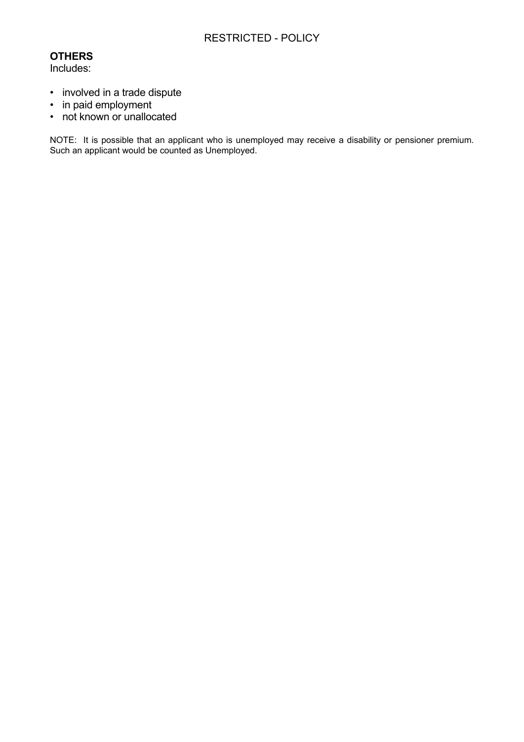**OTHERS**
Includes:

- involved in a trade dispute
- in paid employment
- not known or unallocated

NOTE: It is possible that an applicant who is unemployed may receive a disability or pensioner premium. Such an applicant would be counted as Unemployed.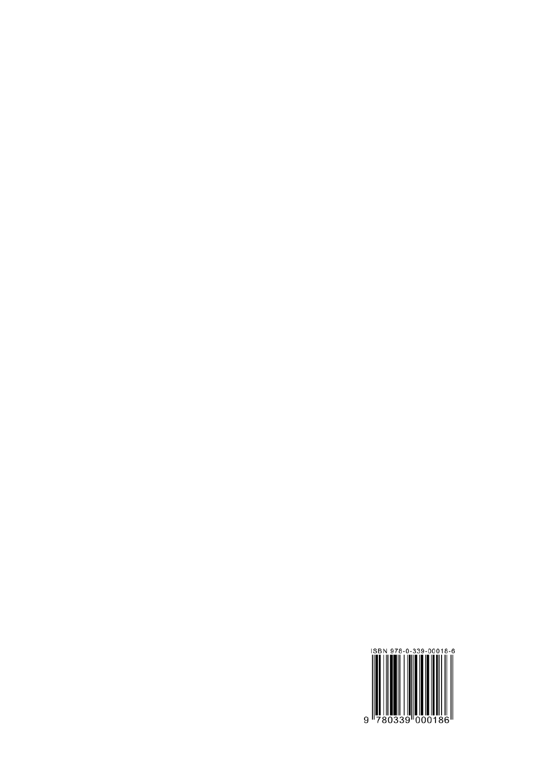ISBN 978-0-339-00018-6

9 780339 000186